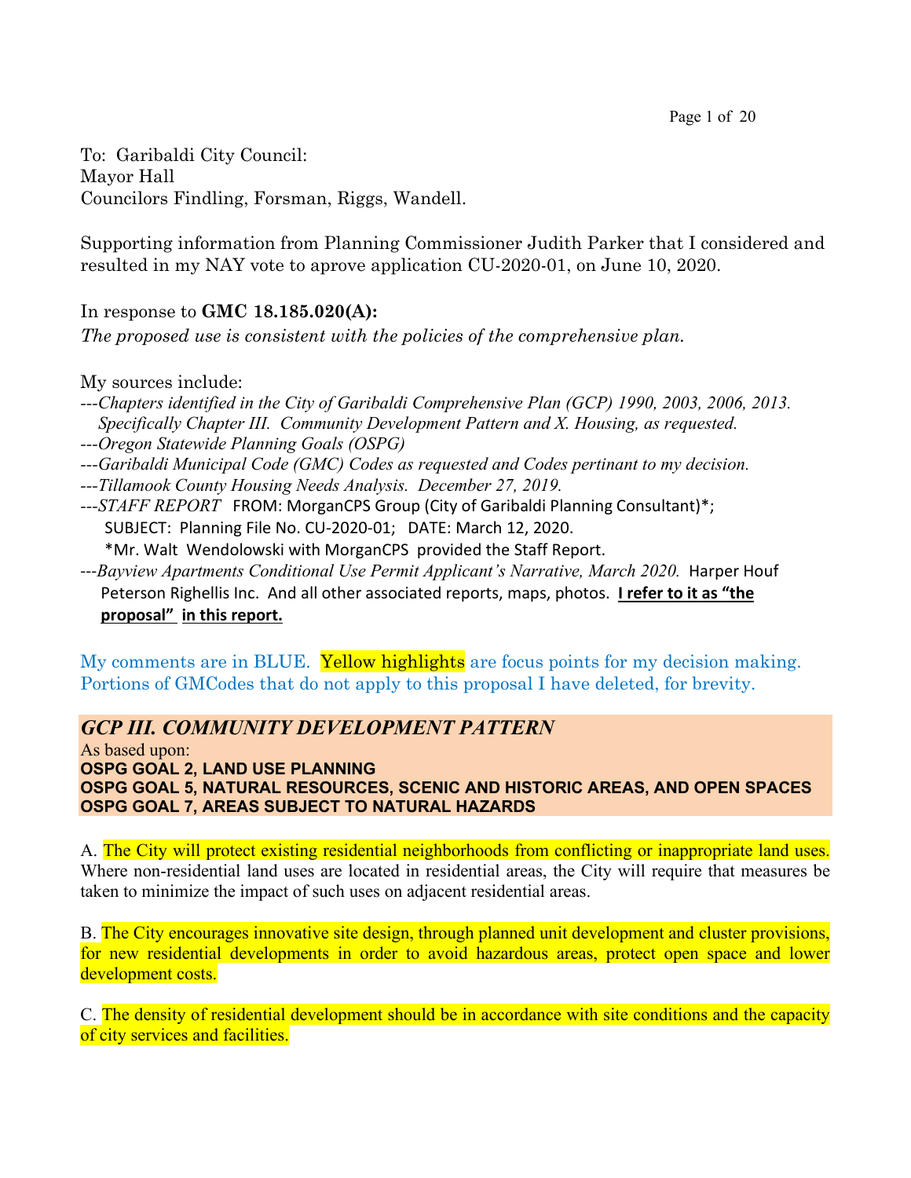To: Garibaldi City Council:
Mayor Hall
Councilors Findling, Forsman, Riggs, Wandell.

Supporting information from Planning Commissioner Judith Parker that I considered and resulted in my NAY vote to aprove application CU-2020-01, on June 10, 2020.

In response to **GMC 18.185.020(A):**
*The proposed use is consistent with the policies of the comprehensive plan.*

My sources include:

---*Chapters identified in the City of Garibaldi Comprehensive Plan (GCP) 1990, 2003, 2006, 2013. Specifically Chapter III. Community Development Pattern and X. Housing, as requested.*
---*Oregon Statewide Planning Goals (OSPG)*
---*Garibaldi Municipal Code (GMC) Codes as requested and Codes pertinant to my decision.*
---*Tillamook County Housing Needs Analysis. December 27, 2019.*
---*STAFF REPORT* FROM: MorganCPS Group (City of Garibaldi Planning Consultant)*; SUBJECT: Planning File No. CU-2020-01; DATE: March 12, 2020.
*Mr. Walt Wendolowski with MorganCPS provided the Staff Report.
---*Bayview Apartments Conditional Use Permit Applicant's Narrative, March 2020.* Harper Houf Peterson Righellis Inc. And all other associated reports, maps, photos. **I refer to it as "the proposal" in this report.**

My comments are in BLUE. Yellow highlights are focus points for my decision making. Portions of GMCodes that do not apply to this proposal I have deleted, for brevity.

## *GCP III. COMMUNITY DEVELOPMENT PATTERN*

As based upon:
**OSPG GOAL 2, LAND USE PLANNING**
**OSPG GOAL 5, NATURAL RESOURCES, SCENIC AND HISTORIC AREAS, AND OPEN SPACES**
**OSPG GOAL 7, AREAS SUBJECT TO NATURAL HAZARDS**

A. The City will protect existing residential neighborhoods from conflicting or inappropriate land uses. Where non-residential land uses are located in residential areas, the City will require that measures be taken to minimize the impact of such uses on adjacent residential areas.

B. The City encourages innovative site design, through planned unit development and cluster provisions, for new residential developments in order to avoid hazardous areas, protect open space and lower development costs.

C. The density of residential development should be in accordance with site conditions and the capacity of city services and facilities.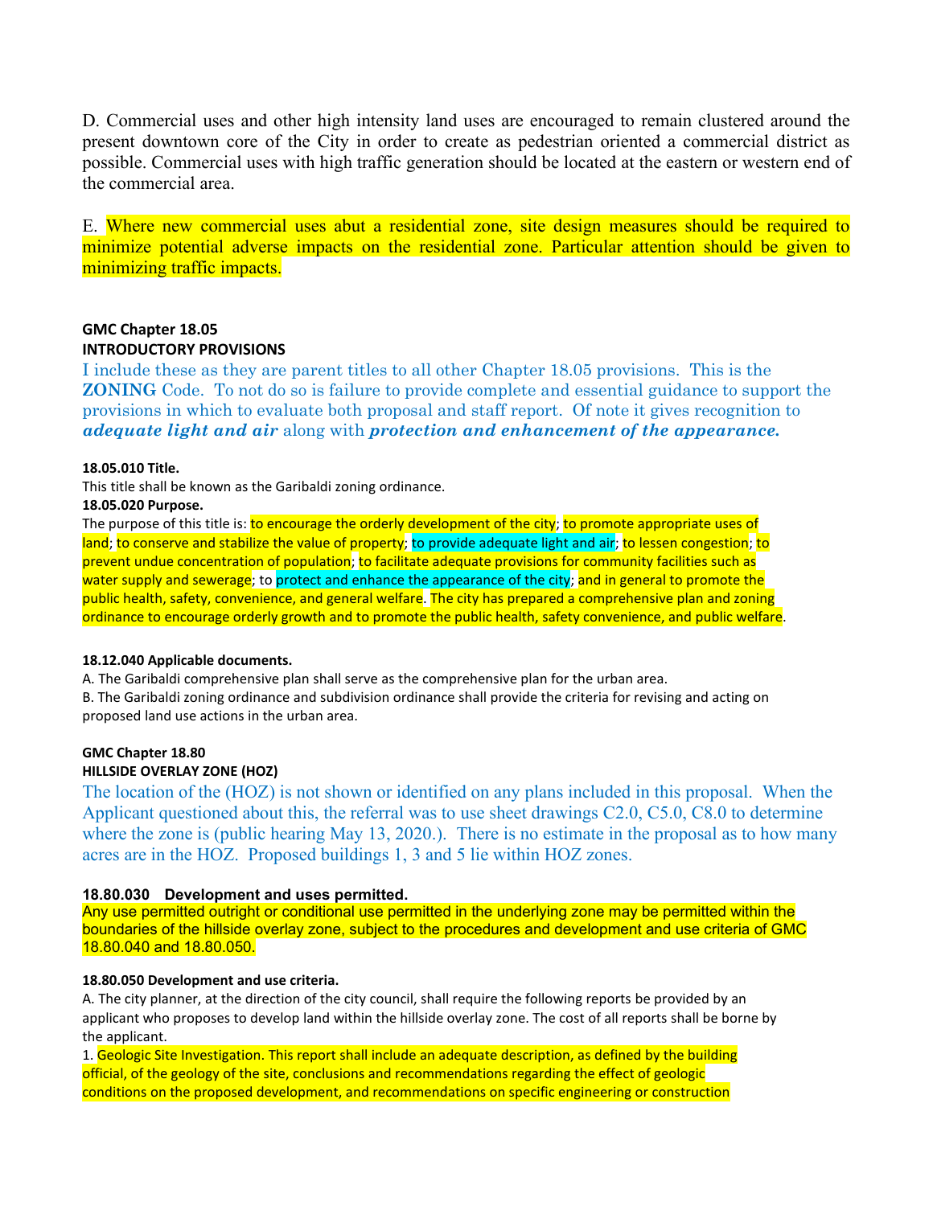D. Commercial uses and other high intensity land uses are encouraged to remain clustered around the present downtown core of the City in order to create as pedestrian oriented a commercial district as possible. Commercial uses with high traffic generation should be located at the eastern or western end of the commercial area.

E. Where new commercial uses abut a residential zone, site design measures should be required to minimize potential adverse impacts on the residential zone. Particular attention should be given to minimizing traffic impacts.

**GMC Chapter 18.05**
**INTRODUCTORY PROVISIONS**

I include these as they are parent titles to all other Chapter 18.05 provisions. This is the **ZONING** Code. To not do so is failure to provide complete and essential guidance to support the provisions in which to evaluate both proposal and staff report. Of note it gives recognition to ***adequate light and air*** along with ***protection and enhancement of the appearance.***

**18.05.010 Title.**

This title shall be known as the Garibaldi zoning ordinance.

**18.05.020 Purpose.**

The purpose of this title is: to encourage the orderly development of the city; to promote appropriate uses of land; to conserve and stabilize the value of property; to provide adequate light and air; to lessen congestion; to prevent undue concentration of population; to facilitate adequate provisions for community facilities such as water supply and sewerage; to protect and enhance the appearance of the city; and in general to promote the public health, safety, convenience, and general welfare. The city has prepared a comprehensive plan and zoning ordinance to encourage orderly growth and to promote the public health, safety convenience, and public welfare.

**18.12.040 Applicable documents.**

A. The Garibaldi comprehensive plan shall serve as the comprehensive plan for the urban area.

B. The Garibaldi zoning ordinance and subdivision ordinance shall provide the criteria for revising and acting on proposed land use actions in the urban area.

**GMC Chapter 18.80**
**HILLSIDE OVERLAY ZONE (HOZ)**

The location of the (HOZ) is not shown or identified on any plans included in this proposal. When the Applicant questioned about this, the referral was to use sheet drawings C2.0, C5.0, C8.0 to determine where the zone is (public hearing May 13, 2020.). There is no estimate in the proposal as to how many acres are in the HOZ. Proposed buildings 1, 3 and 5 lie within HOZ zones.

**18.80.030 Development and uses permitted.**

Any use permitted outright or conditional use permitted in the underlying zone may be permitted within the boundaries of the hillside overlay zone, subject to the procedures and development and use criteria of GMC 18.80.040 and 18.80.050.

**18.80.050 Development and use criteria.**

A. The city planner, at the direction of the city council, shall require the following reports be provided by an applicant who proposes to develop land within the hillside overlay zone. The cost of all reports shall be borne by the applicant.

1. Geologic Site Investigation. This report shall include an adequate description, as defined by the building official, of the geology of the site, conclusions and recommendations regarding the effect of geologic conditions on the proposed development, and recommendations on specific engineering or construction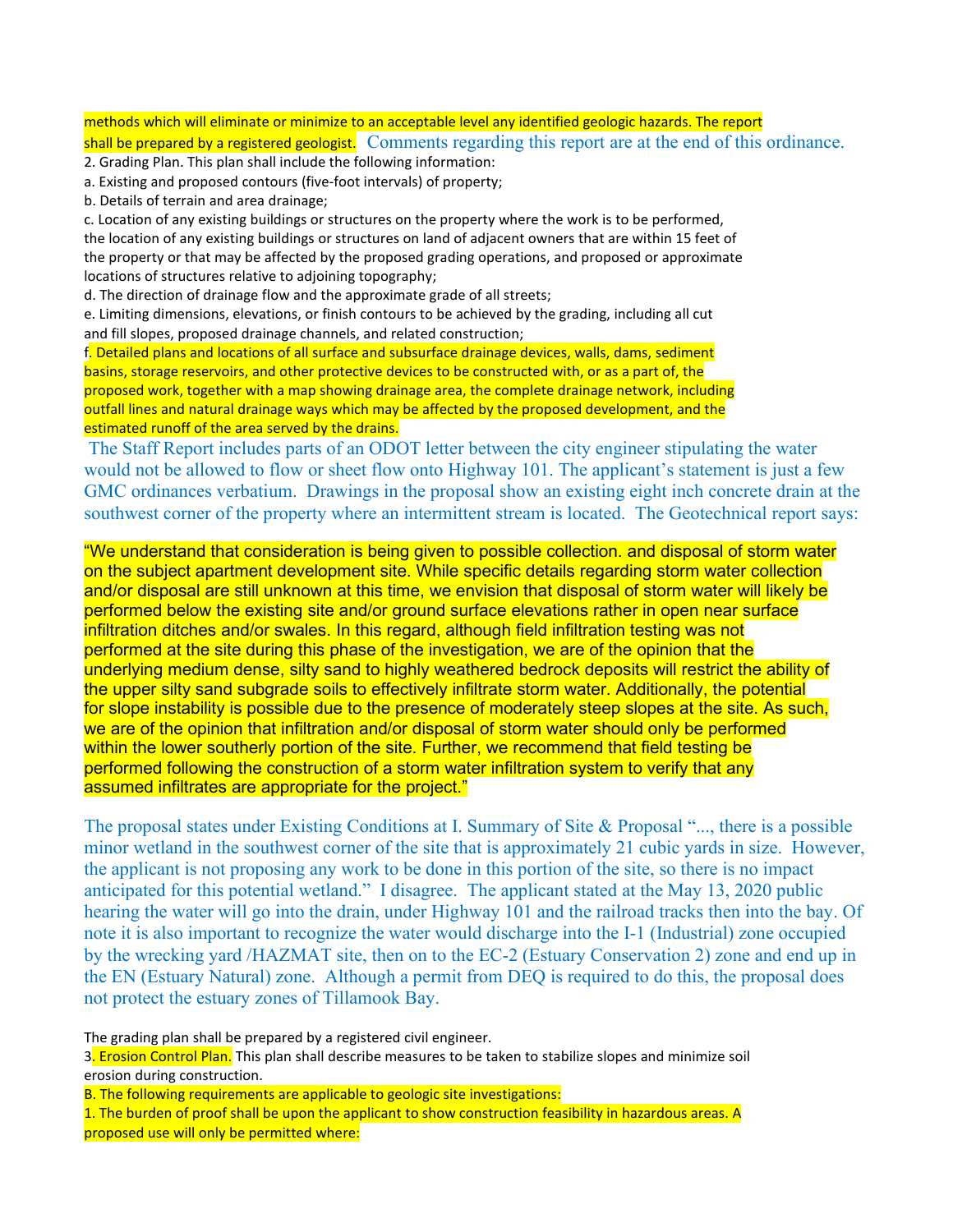methods which will eliminate or minimize to an acceptable level any identified geologic hazards. The report shall be prepared by a registered geologist. Comments regarding this report are at the end of this ordinance.

2. Grading Plan. This plan shall include the following information:

a. Existing and proposed contours (five-foot intervals) of property;

b. Details of terrain and area drainage;

c. Location of any existing buildings or structures on the property where the work is to be performed, the location of any existing buildings or structures on land of adjacent owners that are within 15 feet of the property or that may be affected by the proposed grading operations, and proposed or approximate locations of structures relative to adjoining topography;

d. The direction of drainage flow and the approximate grade of all streets;

e. Limiting dimensions, elevations, or finish contours to be achieved by the grading, including all cut and fill slopes, proposed drainage channels, and related construction;

f. Detailed plans and locations of all surface and subsurface drainage devices, walls, dams, sediment basins, storage reservoirs, and other protective devices to be constructed with, or as a part of, the proposed work, together with a map showing drainage area, the complete drainage network, including outfall lines and natural drainage ways which may be affected by the proposed development, and the estimated runoff of the area served by the drains.

The Staff Report includes parts of an ODOT letter between the city engineer stipulating the water would not be allowed to flow or sheet flow onto Highway 101. The applicant's statement is just a few GMC ordinances verbatim. Drawings in the proposal show an existing eight inch concrete drain at the southwest corner of the property where an intermittent stream is located. The Geotechnical report says:

"We understand that consideration is being given to possible collection. and disposal of storm water on the subject apartment development site. While specific details regarding storm water collection and/or disposal are still unknown at this time, we envision that disposal of storm water will likely be performed below the existing site and/or ground surface elevations rather in open near surface infiltration ditches and/or swales. In this regard, although field infiltration testing was not performed at the site during this phase of the investigation, we are of the opinion that the underlying medium dense, silty sand to highly weathered bedrock deposits will restrict the ability of the upper silty sand subgrade soils to effectively infiltrate storm water. Additionally, the potential for slope instability is possible due to the presence of moderately steep slopes at the site. As such, we are of the opinion that infiltration and/or disposal of storm water should only be performed within the lower southerly portion of the site. Further, we recommend that field testing be performed following the construction of a storm water infiltration system to verify that any assumed infiltrates are appropriate for the project."

The proposal states under Existing Conditions at I. Summary of Site & Proposal "..., there is a possible minor wetland in the southwest corner of the site that is approximately 21 cubic yards in size. However, the applicant is not proposing any work to be done in this portion of the site, so there is no impact anticipated for this potential wetland." I disagree. The applicant stated at the May 13, 2020 public hearing the water will go into the drain, under Highway 101 and the railroad tracks then into the bay. Of note it is also important to recognize the water would discharge into the I-1 (Industrial) zone occupied by the wrecking yard /HAZMAT site, then on to the EC-2 (Estuary Conservation 2) zone and end up in the EN (Estuary Natural) zone. Although a permit from DEQ is required to do this, the proposal does not protect the estuary zones of Tillamook Bay.

The grading plan shall be prepared by a registered civil engineer.

3. Erosion Control Plan. This plan shall describe measures to be taken to stabilize slopes and minimize soil erosion during construction.

B. The following requirements are applicable to geologic site investigations:

1. The burden of proof shall be upon the applicant to show construction feasibility in hazardous areas. A proposed use will only be permitted where: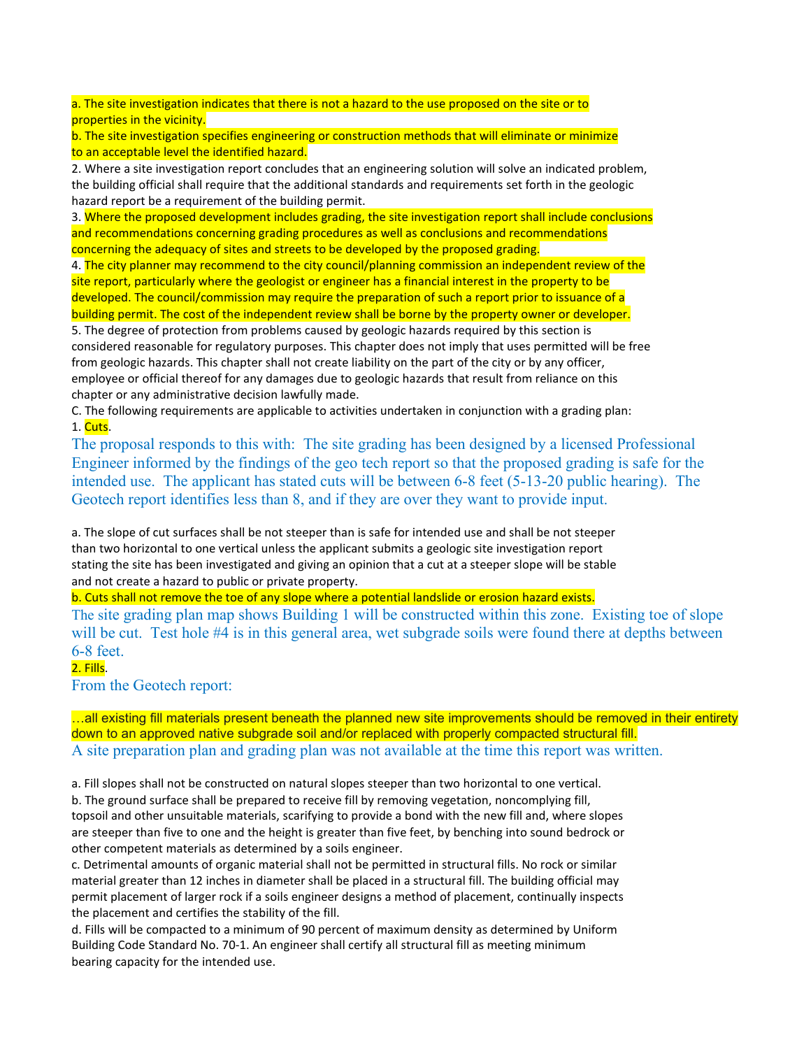a. The site investigation indicates that there is not a hazard to the use proposed on the site or to properties in the vicinity.

b. The site investigation specifies engineering or construction methods that will eliminate or minimize to an acceptable level the identified hazard.

2. Where a site investigation report concludes that an engineering solution will solve an indicated problem, the building official shall require that the additional standards and requirements set forth in the geologic hazard report be a requirement of the building permit.

3. Where the proposed development includes grading, the site investigation report shall include conclusions and recommendations concerning grading procedures as well as conclusions and recommendations concerning the adequacy of sites and streets to be developed by the proposed grading.

4. The city planner may recommend to the city council/planning commission an independent review of the site report, particularly where the geologist or engineer has a financial interest in the property to be developed. The council/commission may require the preparation of such a report prior to issuance of a building permit. The cost of the independent review shall be borne by the property owner or developer.

5. The degree of protection from problems caused by geologic hazards required by this section is considered reasonable for regulatory purposes. This chapter does not imply that uses permitted will be free from geologic hazards. This chapter shall not create liability on the part of the city or by any officer, employee or official thereof for any damages due to geologic hazards that result from reliance on this chapter or any administrative decision lawfully made.

C. The following requirements are applicable to activities undertaken in conjunction with a grading plan:

1. Cuts.

The proposal responds to this with: The site grading has been designed by a licensed Professional Engineer informed by the findings of the geo tech report so that the proposed grading is safe for the intended use. The applicant has stated cuts will be between 6-8 feet (5-13-20 public hearing). The Geotech report identifies less than 8, and if they are over they want to provide input.

a. The slope of cut surfaces shall be not steeper than is safe for intended use and shall be not steeper than two horizontal to one vertical unless the applicant submits a geologic site investigation report stating the site has been investigated and giving an opinion that a cut at a steeper slope will be stable and not create a hazard to public or private property.

b. Cuts shall not remove the toe of any slope where a potential landslide or erosion hazard exists.

The site grading plan map shows Building 1 will be constructed within this zone. Existing toe of slope will be cut. Test hole #4 is in this general area, wet subgrade soils were found there at depths between 6-8 feet.

2. Fills.

From the Geotech report:

…all existing fill materials present beneath the planned new site improvements should be removed in their entirety down to an approved native subgrade soil and/or replaced with properly compacted structural fill.

A site preparation plan and grading plan was not available at the time this report was written.

a. Fill slopes shall not be constructed on natural slopes steeper than two horizontal to one vertical.

b. The ground surface shall be prepared to receive fill by removing vegetation, noncomplying fill, topsoil and other unsuitable materials, scarifying to provide a bond with the new fill and, where slopes are steeper than five to one and the height is greater than five feet, by benching into sound bedrock or other competent materials as determined by a soils engineer.

c. Detrimental amounts of organic material shall not be permitted in structural fills. No rock or similar material greater than 12 inches in diameter shall be placed in a structural fill. The building official may permit placement of larger rock if a soils engineer designs a method of placement, continually inspects the placement and certifies the stability of the fill.

d. Fills will be compacted to a minimum of 90 percent of maximum density as determined by Uniform Building Code Standard No. 70-1. An engineer shall certify all structural fill as meeting minimum bearing capacity for the intended use.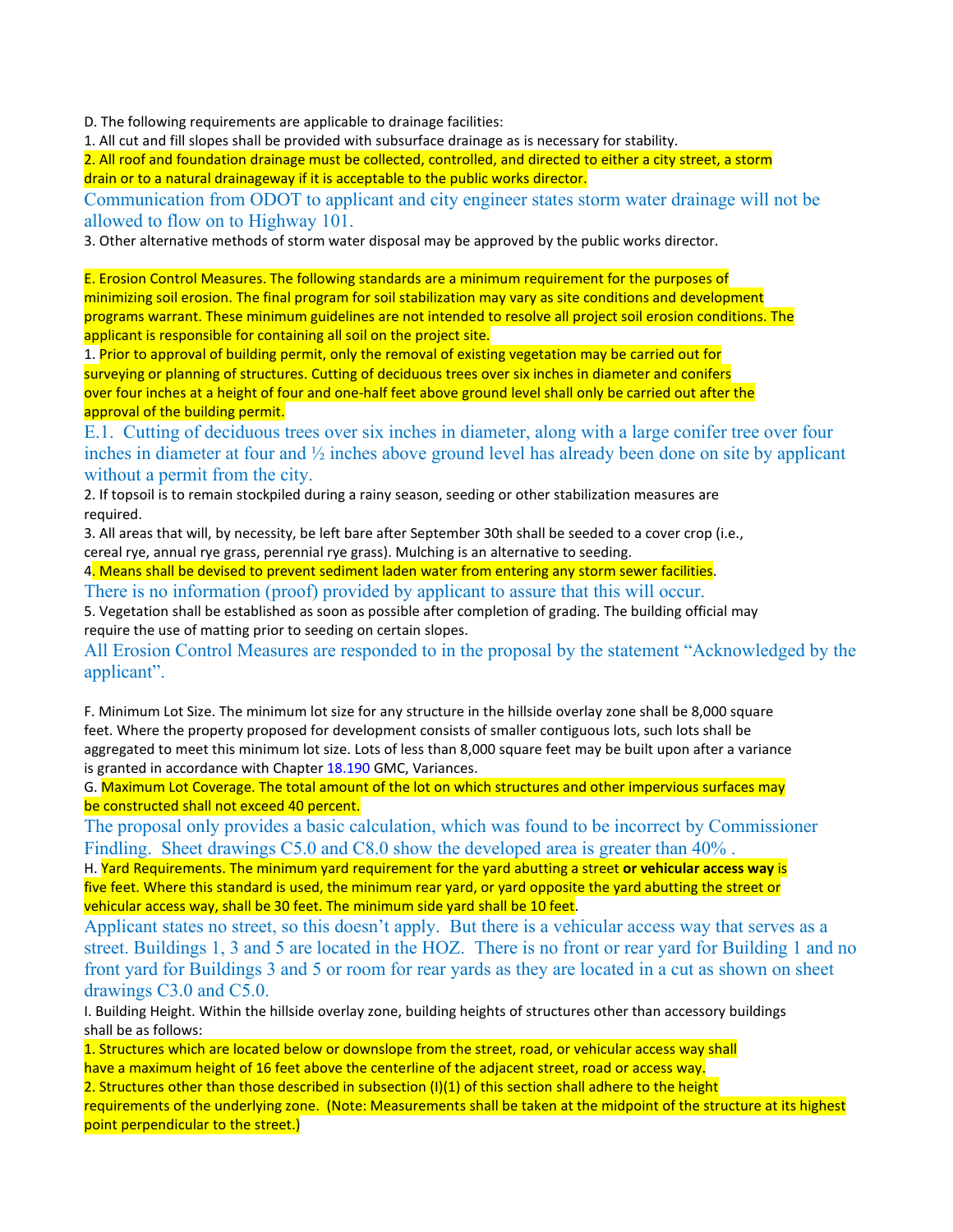D. The following requirements are applicable to drainage facilities:

1. All cut and fill slopes shall be provided with subsurface drainage as is necessary for stability.
2. All roof and foundation drainage must be collected, controlled, and directed to either a city street, a storm drain or to a natural drainageway if it is acceptable to the public works director.

Communication from ODOT to applicant and city engineer states storm water drainage will not be allowed to flow on to Highway 101.

3. Other alternative methods of storm water disposal may be approved by the public works director.

E. Erosion Control Measures. The following standards are a minimum requirement for the purposes of minimizing soil erosion. The final program for soil stabilization may vary as site conditions and development programs warrant. These minimum guidelines are not intended to resolve all project soil erosion conditions. The applicant is responsible for containing all soil on the project site.

1. Prior to approval of building permit, only the removal of existing vegetation may be carried out for surveying or planning of structures. Cutting of deciduous trees over six inches in diameter and conifers over four inches at a height of four and one-half feet above ground level shall only be carried out after the approval of the building permit.

E.1. Cutting of deciduous trees over six inches in diameter, along with a large conifer tree over four inches in diameter at four and ½ inches above ground level has already been done on site by applicant without a permit from the city.

2. If topsoil is to remain stockpiled during a rainy season, seeding or other stabilization measures are required.
3. All areas that will, by necessity, be left bare after September 30th shall be seeded to a cover crop (i.e., cereal rye, annual rye grass, perennial rye grass). Mulching is an alternative to seeding.
4. Means shall be devised to prevent sediment laden water from entering any storm sewer facilities.

There is no information (proof) provided by applicant to assure that this will occur.

5. Vegetation shall be established as soon as possible after completion of grading. The building official may require the use of matting prior to seeding on certain slopes.

All Erosion Control Measures are responded to in the proposal by the statement "Acknowledged by the applicant".

F. Minimum Lot Size. The minimum lot size for any structure in the hillside overlay zone shall be 8,000 square feet. Where the property proposed for development consists of smaller contiguous lots, such lots shall be aggregated to meet this minimum lot size. Lots of less than 8,000 square feet may be built upon after a variance is granted in accordance with Chapter 18.190 GMC, Variances.

G. Maximum Lot Coverage. The total amount of the lot on which structures and other impervious surfaces may be constructed shall not exceed 40 percent.

The proposal only provides a basic calculation, which was found to be incorrect by Commissioner Findling. Sheet drawings C5.0 and C8.0 show the developed area is greater than 40% .

H. Yard Requirements. The minimum yard requirement for the yard abutting a street **or vehicular access way** is five feet. Where this standard is used, the minimum rear yard, or yard opposite the yard abutting the street or vehicular access way, shall be 30 feet. The minimum side yard shall be 10 feet.

Applicant states no street, so this doesn't apply. But there is a vehicular access way that serves as a street. Buildings 1, 3 and 5 are located in the HOZ. There is no front or rear yard for Building 1 and no front yard for Buildings 3 and 5 or room for rear yards as they are located in a cut as shown on sheet drawings C3.0 and C5.0.

I. Building Height. Within the hillside overlay zone, building heights of structures other than accessory buildings shall be as follows:

1. Structures which are located below or downslope from the street, road, or vehicular access way shall have a maximum height of 16 feet above the centerline of the adjacent street, road or access way.
2. Structures other than those described in subsection (I)(1) of this section shall adhere to the height requirements of the underlying zone. (Note: Measurements shall be taken at the midpoint of the structure at its highest point perpendicular to the street.)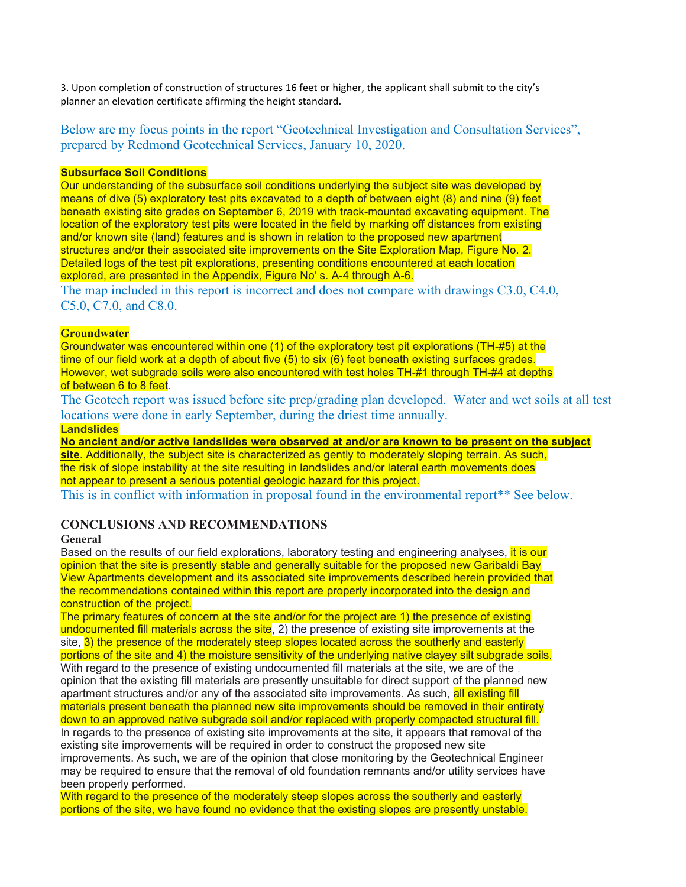3. Upon completion of construction of structures 16 feet or higher, the applicant shall submit to the city's planner an elevation certificate affirming the height standard.

Below are my focus points in the report "Geotechnical Investigation and Consultation Services", prepared by Redmond Geotechnical Services, January 10, 2020.

**Subsurface Soil Conditions**

Our understanding of the subsurface soil conditions underlying the subject site was developed by means of dive (5) exploratory test pits excavated to a depth of between eight (8) and nine (9) feet beneath existing site grades on September 6, 2019 with track-mounted excavating equipment. The location of the exploratory test pits were located in the field by marking off distances from existing and/or known site (land) features and is shown in relation to the proposed new apartment structures and/or their associated site improvements on the Site Exploration Map, Figure No. 2. Detailed logs of the test pit explorations, presenting conditions encountered at each location explored, are presented in the Appendix, Figure No' s. A-4 through A-6.

The map included in this report is incorrect and does not compare with drawings C3.0, C4.0, C5.0, C7.0, and C8.0.

**Groundwater**

Groundwater was encountered within one (1) of the exploratory test pit explorations (TH-#5) at the time of our field work at a depth of about five (5) to six (6) feet beneath existing surfaces grades. However, wet subgrade soils were also encountered with test holes TH-#1 through TH-#4 at depths of between 6 to 8 feet.

The Geotech report was issued before site prep/grading plan developed. Water and wet soils at all test locations were done in early September, during the driest time annually.

**Landslides**

**No ancient and/or active landslides were observed at and/or are known to be present on the subject site**. Additionally, the subject site is characterized as gently to moderately sloping terrain. As such, the risk of slope instability at the site resulting in landslides and/or lateral earth movements does not appear to present a serious potential geologic hazard for this project.

This is in conflict with information in proposal found in the environmental report** See below.

## CONCLUSIONS AND RECOMMENDATIONS

**General**

Based on the results of our field explorations, laboratory testing and engineering analyses, it is our opinion that the site is presently stable and generally suitable for the proposed new Garibaldi Bay View Apartments development and its associated site improvements described herein provided that the recommendations contained within this report are properly incorporated into the design and construction of the project.

The primary features of concern at the site and/or for the project are 1) the presence of existing undocumented fill materials across the site, 2) the presence of existing site improvements at the site, 3) the presence of the moderately steep slopes located across the southerly and easterly portions of the site and 4) the moisture sensitivity of the underlying native clayey silt subgrade soils.

With regard to the presence of existing undocumented fill materials at the site, we are of the opinion that the existing fill materials are presently unsuitable for direct support of the planned new apartment structures and/or any of the associated site improvements. As such, all existing fill materials present beneath the planned new site improvements should be removed in their entirety down to an approved native subgrade soil and/or replaced with properly compacted structural fill.

In regards to the presence of existing site improvements at the site, it appears that removal of the existing site improvements will be required in order to construct the proposed new site improvements. As such, we are of the opinion that close monitoring by the Geotechnical Engineer may be required to ensure that the removal of old foundation remnants and/or utility services have been properly performed.

With regard to the presence of the moderately steep slopes across the southerly and easterly portions of the site, we have found no evidence that the existing slopes are presently unstable.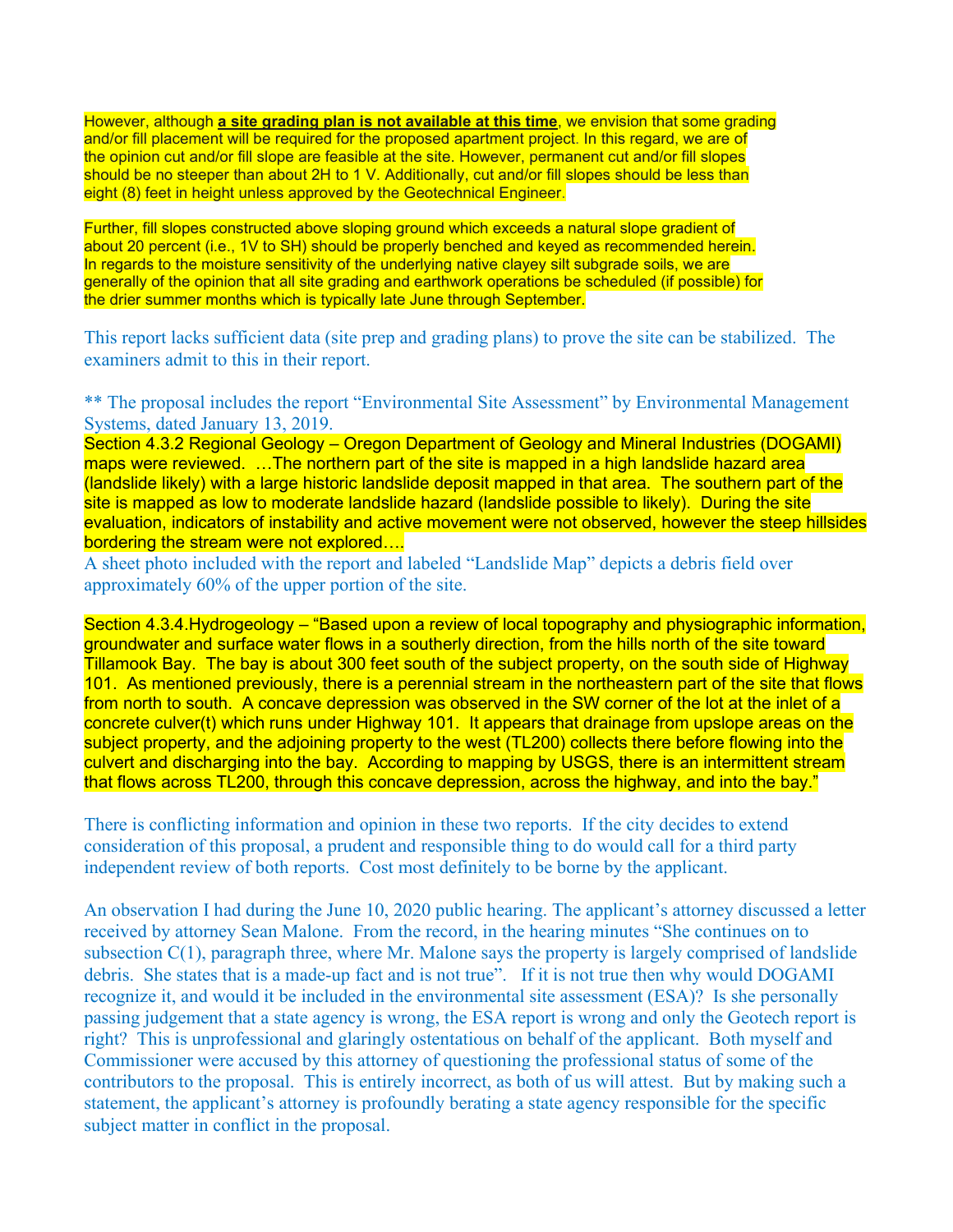However, although **a site grading plan is not available at this time**, we envision that some grading and/or fill placement will be required for the proposed apartment project. In this regard, we are of the opinion cut and/or fill slope are feasible at the site. However, permanent cut and/or fill slopes should be no steeper than about 2H to 1 V. Additionally, cut and/or fill slopes should be less than eight (8) feet in height unless approved by the Geotechnical Engineer.

Further, fill slopes constructed above sloping ground which exceeds a natural slope gradient of about 20 percent (i.e., 1V to SH) should be properly benched and keyed as recommended herein. In regards to the moisture sensitivity of the underlying native clayey silt subgrade soils, we are generally of the opinion that all site grading and earthwork operations be scheduled (if possible) for the drier summer months which is typically late June through September.

This report lacks sufficient data (site prep and grading plans) to prove the site can be stabilized. The examiners admit to this in their report.

** The proposal includes the report "Environmental Site Assessment" by Environmental Management Systems, dated January 13, 2019.

Section 4.3.2 Regional Geology – Oregon Department of Geology and Mineral Industries (DOGAMI) maps were reviewed. …The northern part of the site is mapped in a high landslide hazard area (landslide likely) with a large historic landslide deposit mapped in that area. The southern part of the site is mapped as low to moderate landslide hazard (landslide possible to likely). During the site evaluation, indicators of instability and active movement were not observed, however the steep hillsides bordering the stream were not explored….

A sheet photo included with the report and labeled "Landslide Map" depicts a debris field over approximately 60% of the upper portion of the site.

Section 4.3.4.Hydrogeology – "Based upon a review of local topography and physiographic information, groundwater and surface water flows in a southerly direction, from the hills north of the site toward Tillamook Bay. The bay is about 300 feet south of the subject property, on the south side of Highway 101. As mentioned previously, there is a perennial stream in the northeastern part of the site that flows from north to south. A concave depression was observed in the SW corner of the lot at the inlet of a concrete culver(t) which runs under Highway 101. It appears that drainage from upslope areas on the subject property, and the adjoining property to the west (TL200) collects there before flowing into the culvert and discharging into the bay. According to mapping by USGS, there is an intermittent stream that flows across TL200, through this concave depression, across the highway, and into the bay."

There is conflicting information and opinion in these two reports. If the city decides to extend consideration of this proposal, a prudent and responsible thing to do would call for a third party independent review of both reports. Cost most definitely to be borne by the applicant.

An observation I had during the June 10, 2020 public hearing. The applicant's attorney discussed a letter received by attorney Sean Malone. From the record, in the hearing minutes "She continues on to subsection C(1), paragraph three, where Mr. Malone says the property is largely comprised of landslide debris. She states that is a made-up fact and is not true". If it is not true then why would DOGAMI recognize it, and would it be included in the environmental site assessment (ESA)? Is she personally passing judgement that a state agency is wrong, the ESA report is wrong and only the Geotech report is right? This is unprofessional and glaringly ostentatious on behalf of the applicant. Both myself and Commissioner were accused by this attorney of questioning the professional status of some of the contributors to the proposal. This is entirely incorrect, as both of us will attest. But by making such a statement, the applicant's attorney is profoundly berating a state agency responsible for the specific subject matter in conflict in the proposal.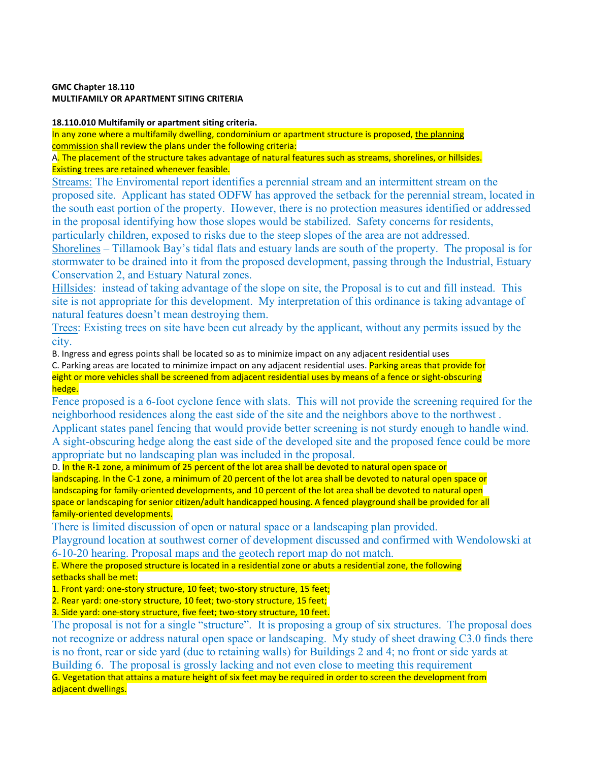**GMC Chapter 18.110**
**MULTIFAMILY OR APARTMENT SITING CRITERIA**

**18.110.010 Multifamily or apartment siting criteria.**

In any zone where a multifamily dwelling, condominium or apartment structure is proposed, the planning commission shall review the plans under the following criteria:

A. The placement of the structure takes advantage of natural features such as streams, shorelines, or hillsides. Existing trees are retained whenever feasible.

Streams: The Enviromental report identifies a perennial stream and an intermittent stream on the proposed site. Applicant has stated ODFW has approved the setback for the perennial stream, located in the south east portion of the property. However, there is no protection measures identified or addressed in the proposal identifying how those slopes would be stabilized. Safety concerns for residents, particularly children, exposed to risks due to the steep slopes of the area are not addressed.

Shorelines – Tillamook Bay's tidal flats and estuary lands are south of the property. The proposal is for stormwater to be drained into it from the proposed development, passing through the Industrial, Estuary Conservation 2, and Estuary Natural zones.

Hillsides: instead of taking advantage of the slope on site, the Proposal is to cut and fill instead. This site is not appropriate for this development. My interpretation of this ordinance is taking advantage of natural features doesn't mean destroying them.

Trees: Existing trees on site have been cut already by the applicant, without any permits issued by the city.

B. Ingress and egress points shall be located so as to minimize impact on any adjacent residential uses

C. Parking areas are located to minimize impact on any adjacent residential uses. Parking areas that provide for eight or more vehicles shall be screened from adjacent residential uses by means of a fence or sight-obscuring hedge.

Fence proposed is a 6-foot cyclone fence with slats. This will not provide the screening required for the neighborhood residences along the east side of the site and the neighbors above to the northwest . Applicant states panel fencing that would provide better screening is not sturdy enough to handle wind. A sight-obscuring hedge along the east side of the developed site and the proposed fence could be more appropriate but no landscaping plan was included in the proposal.

D. In the R-1 zone, a minimum of 25 percent of the lot area shall be devoted to natural open space or landscaping. In the C-1 zone, a minimum of 20 percent of the lot area shall be devoted to natural open space or landscaping for family-oriented developments, and 10 percent of the lot area shall be devoted to natural open space or landscaping for senior citizen/adult handicapped housing. A fenced playground shall be provided for all family-oriented developments.

There is limited discussion of open or natural space or a landscaping plan provided.
Playground location at southwest corner of development discussed and confirmed with Wendolowski at 6-10-20 hearing. Proposal maps and the geotech report map do not match.

E. Where the proposed structure is located in a residential zone or abuts a residential zone, the following setbacks shall be met:

1. Front yard: one-story structure, 10 feet; two-story structure, 15 feet;
2. Rear yard: one-story structure, 10 feet; two-story structure, 15 feet;
3. Side yard: one-story structure, five feet; two-story structure, 10 feet.

The proposal is not for a single "structure". It is proposing a group of six structures. The proposal does not recognize or address natural open space or landscaping. My study of sheet drawing C3.0 finds there is no front, rear or side yard (due to retaining walls) for Buildings 2 and 4; no front or side yards at Building 6. The proposal is grossly lacking and not even close to meeting this requirement

G. Vegetation that attains a mature height of six feet may be required in order to screen the development from adjacent dwellings.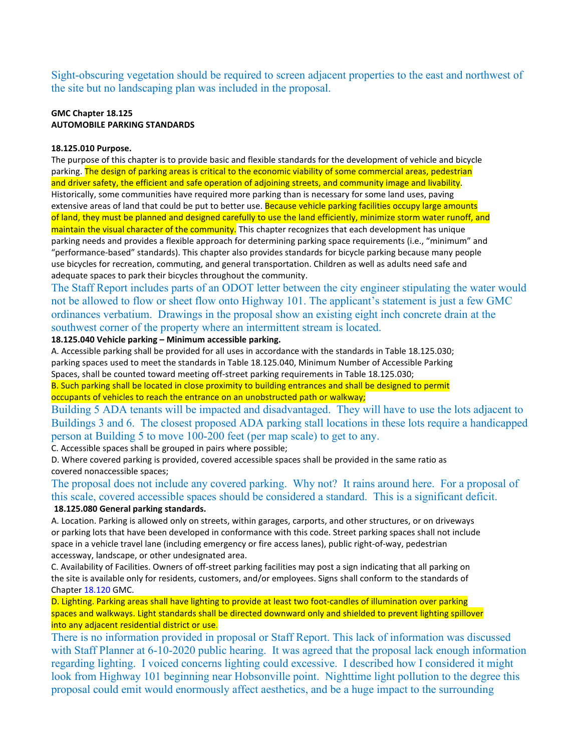Sight-obscuring vegetation should be required to screen adjacent properties to the east and northwest of the site but no landscaping plan was included in the proposal.

**GMC Chapter 18.125**
**AUTOMOBILE PARKING STANDARDS**

**18.125.010 Purpose.**

The purpose of this chapter is to provide basic and flexible standards for the development of vehicle and bicycle parking. The design of parking areas is critical to the economic viability of some commercial areas, pedestrian and driver safety, the efficient and safe operation of adjoining streets, and community image and livability. Historically, some communities have required more parking than is necessary for some land uses, paving extensive areas of land that could be put to better use. Because vehicle parking facilities occupy large amounts of land, they must be planned and designed carefully to use the land efficiently, minimize storm water runoff, and maintain the visual character of the community. This chapter recognizes that each development has unique parking needs and provides a flexible approach for determining parking space requirements (i.e., "minimum" and "performance-based" standards). This chapter also provides standards for bicycle parking because many people use bicycles for recreation, commuting, and general transportation. Children as well as adults need safe and adequate spaces to park their bicycles throughout the community.

The Staff Report includes parts of an ODOT letter between the city engineer stipulating the water would not be allowed to flow or sheet flow onto Highway 101. The applicant's statement is just a few GMC ordinances verbatium. Drawings in the proposal show an existing eight inch concrete drain at the southwest corner of the property where an intermittent stream is located.

**18.125.040 Vehicle parking – Minimum accessible parking.**

A. Accessible parking shall be provided for all uses in accordance with the standards in Table 18.125.030; parking spaces used to meet the standards in Table 18.125.040, Minimum Number of Accessible Parking Spaces, shall be counted toward meeting off-street parking requirements in Table 18.125.030;

B. Such parking shall be located in close proximity to building entrances and shall be designed to permit occupants of vehicles to reach the entrance on an unobstructed path or walkway;

Building 5 ADA tenants will be impacted and disadvantaged. They will have to use the lots adjacent to Buildings 3 and 6. The closest proposed ADA parking stall locations in these lots require a handicapped person at Building 5 to move 100-200 feet (per map scale) to get to any.

C. Accessible spaces shall be grouped in pairs where possible;

D. Where covered parking is provided, covered accessible spaces shall be provided in the same ratio as covered nonaccessible spaces;

The proposal does not include any covered parking. Why not? It rains around here. For a proposal of this scale, covered accessible spaces should be considered a standard. This is a significant deficit.

**18.125.080 General parking standards.**

A. Location. Parking is allowed only on streets, within garages, carports, and other structures, or on driveways or parking lots that have been developed in conformance with this code. Street parking spaces shall not include space in a vehicle travel lane (including emergency or fire access lanes), public right-of-way, pedestrian accessway, landscape, or other undesignated area.

C. Availability of Facilities. Owners of off-street parking facilities may post a sign indicating that all parking on the site is available only for residents, customers, and/or employees. Signs shall conform to the standards of Chapter 18.120 GMC.

D. Lighting. Parking areas shall have lighting to provide at least two foot-candles of illumination over parking spaces and walkways. Light standards shall be directed downward only and shielded to prevent lighting spillover into any adjacent residential district or use.

There is no information provided in proposal or Staff Report. This lack of information was discussed with Staff Planner at 6-10-2020 public hearing. It was agreed that the proposal lack enough information regarding lighting. I voiced concerns lighting could excessive. I described how I considered it might look from Highway 101 beginning near Hobsonville point. Nighttime light pollution to the degree this proposal could emit would enormously affect aesthetics, and be a huge impact to the surrounding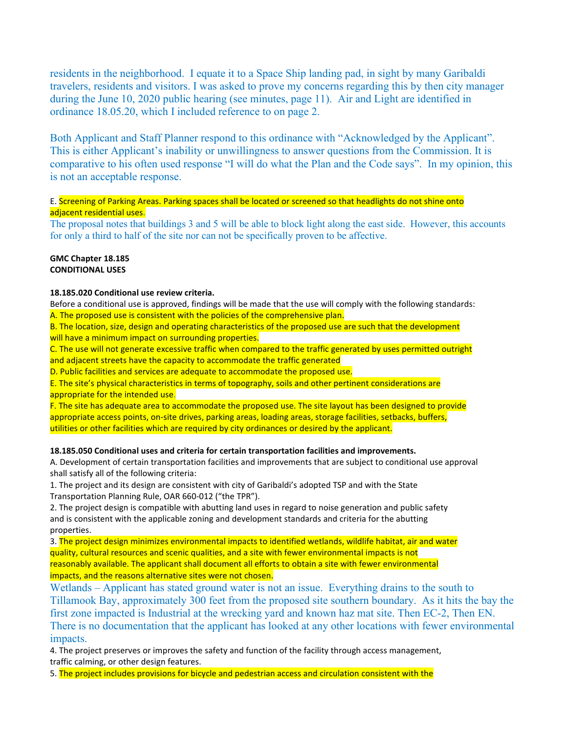residents in the neighborhood. I equate it to a Space Ship landing pad, in sight by many Garibaldi travelers, residents and visitors. I was asked to prove my concerns regarding this by then city manager during the June 10, 2020 public hearing (see minutes, page 11). Air and Light are identified in ordinance 18.05.20, which I included reference to on page 2.

Both Applicant and Staff Planner respond to this ordinance with "Acknowledged by the Applicant". This is either Applicant's inability or unwillingness to answer questions from the Commission. It is comparative to his often used response "I will do what the Plan and the Code says". In my opinion, this is not an acceptable response.

E. Screening of Parking Areas. Parking spaces shall be located or screened so that headlights do not shine onto adjacent residential uses.

The proposal notes that buildings 3 and 5 will be able to block light along the east side. However, this accounts for only a third to half of the site nor can not be specifically proven to be affective.

**GMC Chapter 18.185**
**CONDITIONAL USES**

**18.185.020 Conditional use review criteria.**

Before a conditional use is approved, findings will be made that the use will comply with the following standards:

A. The proposed use is consistent with the policies of the comprehensive plan.

B. The location, size, design and operating characteristics of the proposed use are such that the development will have a minimum impact on surrounding properties.

C. The use will not generate excessive traffic when compared to the traffic generated by uses permitted outright and adjacent streets have the capacity to accommodate the traffic generated

D. Public facilities and services are adequate to accommodate the proposed use.

E. The site's physical characteristics in terms of topography, soils and other pertinent considerations are appropriate for the intended use.

F. The site has adequate area to accommodate the proposed use. The site layout has been designed to provide appropriate access points, on-site drives, parking areas, loading areas, storage facilities, setbacks, buffers, utilities or other facilities which are required by city ordinances or desired by the applicant.

**18.185.050 Conditional uses and criteria for certain transportation facilities and improvements.**

A. Development of certain transportation facilities and improvements that are subject to conditional use approval shall satisfy all of the following criteria:

1. The project and its design are consistent with city of Garibaldi's adopted TSP and with the State Transportation Planning Rule, OAR 660-012 ("the TPR").
2. The project design is compatible with abutting land uses in regard to noise generation and public safety and is consistent with the applicable zoning and development standards and criteria for the abutting properties.
3. The project design minimizes environmental impacts to identified wetlands, wildlife habitat, air and water quality, cultural resources and scenic qualities, and a site with fewer environmental impacts is not reasonably available. The applicant shall document all efforts to obtain a site with fewer environmental impacts, and the reasons alternative sites were not chosen.

Wetlands – Applicant has stated ground water is not an issue. Everything drains to the south to Tillamook Bay, approximately 300 feet from the proposed site southern boundary. As it hits the bay the first zone impacted is Industrial at the wrecking yard and known haz mat site. Then EC-2, Then EN. There is no documentation that the applicant has looked at any other locations with fewer environmental impacts.

4. The project preserves or improves the safety and function of the facility through access management, traffic calming, or other design features.
5. The project includes provisions for bicycle and pedestrian access and circulation consistent with the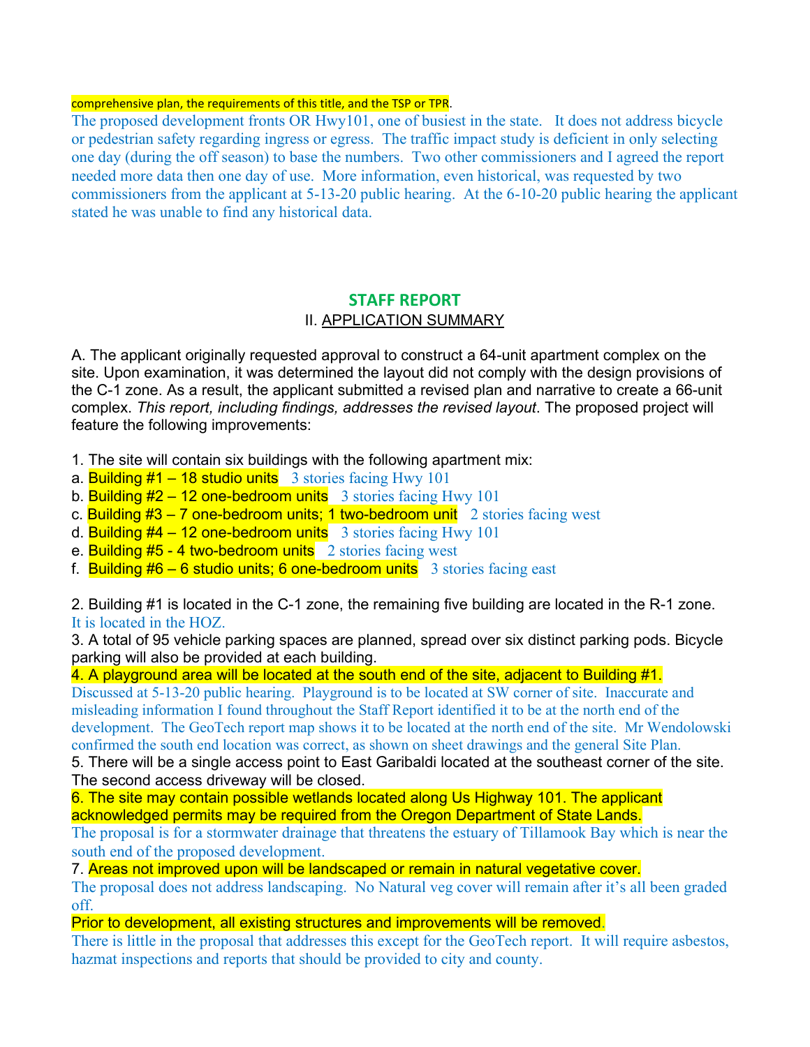comprehensive plan, the requirements of this title, and the TSP or TPR.

The proposed development fronts OR Hwy101, one of busiest in the state. It does not address bicycle or pedestrian safety regarding ingress or egress. The traffic impact study is deficient in only selecting one day (during the off season) to base the numbers. Two other commissioners and I agreed the report needed more data then one day of use. More information, even historical, was requested by two commissioners from the applicant at 5-13-20 public hearing. At the 6-10-20 public hearing the applicant stated he was unable to find any historical data.

## STAFF REPORT

### II. APPLICATION SUMMARY

A. The applicant originally requested approval to construct a 64-unit apartment complex on the site. Upon examination, it was determined the layout did not comply with the design provisions of the C-1 zone. As a result, the applicant submitted a revised plan and narrative to create a 66-unit complex. *This report, including findings, addresses the revised layout*. The proposed project will feature the following improvements:

1. The site will contain six buildings with the following apartment mix:
   - a. Building #1 – 18 studio units 3 stories facing Hwy 101
   - b. Building #2 – 12 one-bedroom units 3 stories facing Hwy 101
   - c. Building #3 – 7 one-bedroom units; 1 two-bedroom unit 2 stories facing west
   - d. Building #4 – 12 one-bedroom units 3 stories facing Hwy 101
   - e. Building #5 - 4 two-bedroom units 2 stories facing west
   - f. Building #6 – 6 studio units; 6 one-bedroom units 3 stories facing east

2. Building #1 is located in the C-1 zone, the remaining five building are located in the R-1 zone. It is located in the HOZ.

3. A total of 95 vehicle parking spaces are planned, spread over six distinct parking pods. Bicycle parking will also be provided at each building.

4. A playground area will be located at the south end of the site, adjacent to Building #1.
Discussed at 5-13-20 public hearing. Playground is to be located at SW corner of site. Inaccurate and misleading information I found throughout the Staff Report identified it to be at the north end of the development. The GeoTech report map shows it to be located at the north end of the site. Mr Wendolowski confirmed the south end location was correct, as shown on sheet drawings and the general Site Plan.

5. There will be a single access point to East Garibaldi located at the southeast corner of the site. The second access driveway will be closed.

6. The site may contain possible wetlands located along Us Highway 101. The applicant acknowledged permits may be required from the Oregon Department of State Lands.
The proposal is for a stormwater drainage that threatens the estuary of Tillamook Bay which is near the south end of the proposed development.

7. Areas not improved upon will be landscaped or remain in natural vegetative cover.
The proposal does not address landscaping. No Natural veg cover will remain after it's all been graded off.

Prior to development, all existing structures and improvements will be removed.
There is little in the proposal that addresses this except for the GeoTech report. It will require asbestos, hazmat inspections and reports that should be provided to city and county.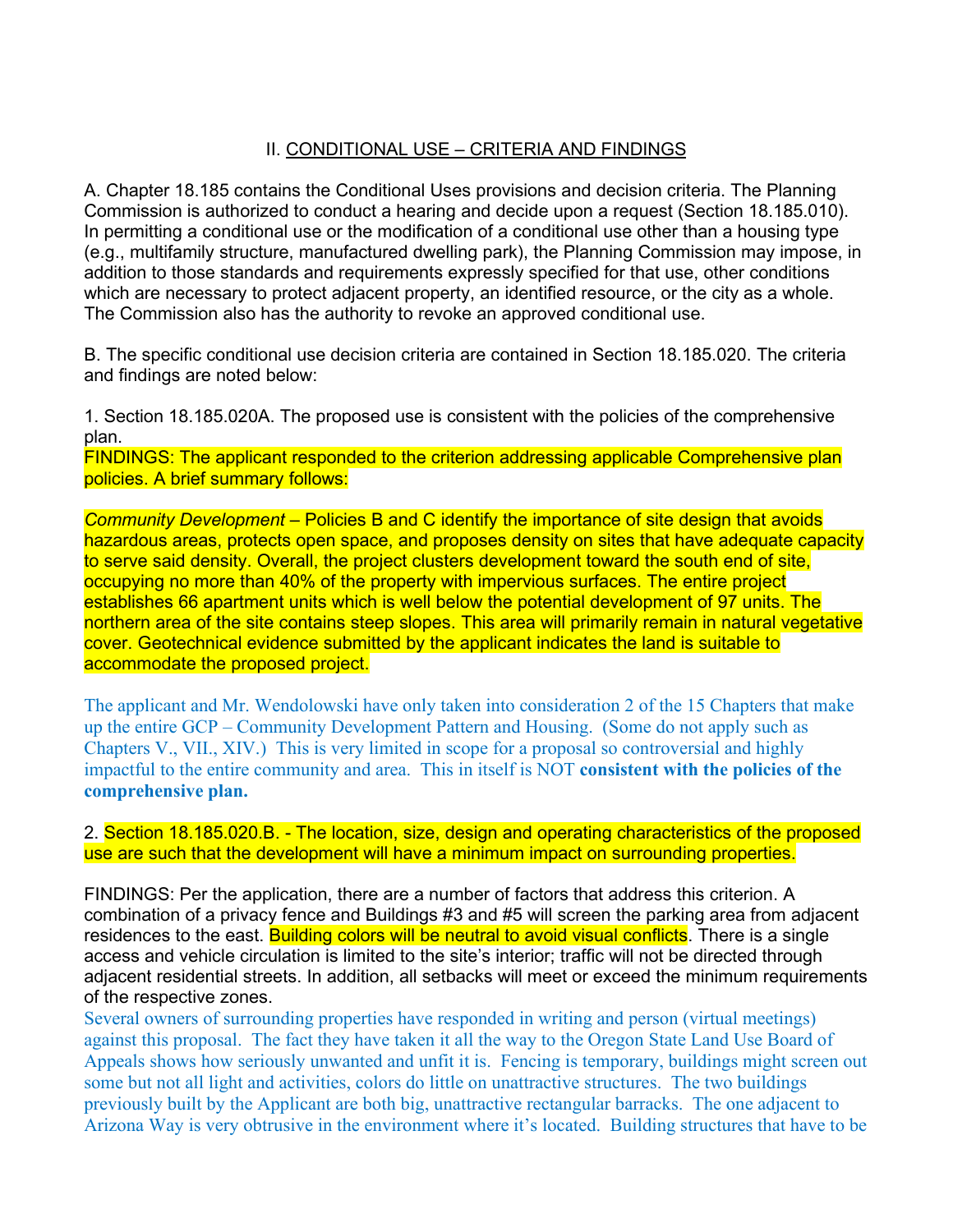## II. CONDITIONAL USE – CRITERIA AND FINDINGS

A. Chapter 18.185 contains the Conditional Uses provisions and decision criteria. The Planning Commission is authorized to conduct a hearing and decide upon a request (Section 18.185.010). In permitting a conditional use or the modification of a conditional use other than a housing type (e.g., multifamily structure, manufactured dwelling park), the Planning Commission may impose, in addition to those standards and requirements expressly specified for that use, other conditions which are necessary to protect adjacent property, an identified resource, or the city as a whole. The Commission also has the authority to revoke an approved conditional use.

B. The specific conditional use decision criteria are contained in Section 18.185.020. The criteria and findings are noted below:

1. Section 18.185.020A. The proposed use is consistent with the policies of the comprehensive plan.
FINDINGS: The applicant responded to the criterion addressing applicable Comprehensive plan policies. A brief summary follows:

*Community Development* – Policies B and C identify the importance of site design that avoids hazardous areas, protects open space, and proposes density on sites that have adequate capacity to serve said density. Overall, the project clusters development toward the south end of site, occupying no more than 40% of the property with impervious surfaces. The entire project establishes 66 apartment units which is well below the potential development of 97 units. The northern area of the site contains steep slopes. This area will primarily remain in natural vegetative cover. Geotechnical evidence submitted by the applicant indicates the land is suitable to accommodate the proposed project.

The applicant and Mr. Wendolowski have only taken into consideration 2 of the 15 Chapters that make up the entire GCP – Community Development Pattern and Housing. (Some do not apply such as Chapters V., VII., XIV.) This is very limited in scope for a proposal so controversial and highly impactful to the entire community and area. This in itself is NOT **consistent with the policies of the comprehensive plan.**

2. Section 18.185.020.B. - The location, size, design and operating characteristics of the proposed use are such that the development will have a minimum impact on surrounding properties.

FINDINGS: Per the application, there are a number of factors that address this criterion. A combination of a privacy fence and Buildings #3 and #5 will screen the parking area from adjacent residences to the east. Building colors will be neutral to avoid visual conflicts. There is a single access and vehicle circulation is limited to the site's interior; traffic will not be directed through adjacent residential streets. In addition, all setbacks will meet or exceed the minimum requirements of the respective zones.
Several owners of surrounding properties have responded in writing and person (virtual meetings) against this proposal. The fact they have taken it all the way to the Oregon State Land Use Board of Appeals shows how seriously unwanted and unfit it is. Fencing is temporary, buildings might screen out some but not all light and activities, colors do little on unattractive structures. The two buildings previously built by the Applicant are both big, unattractive rectangular barracks. The one adjacent to Arizona Way is very obtrusive in the environment where it's located. Building structures that have to be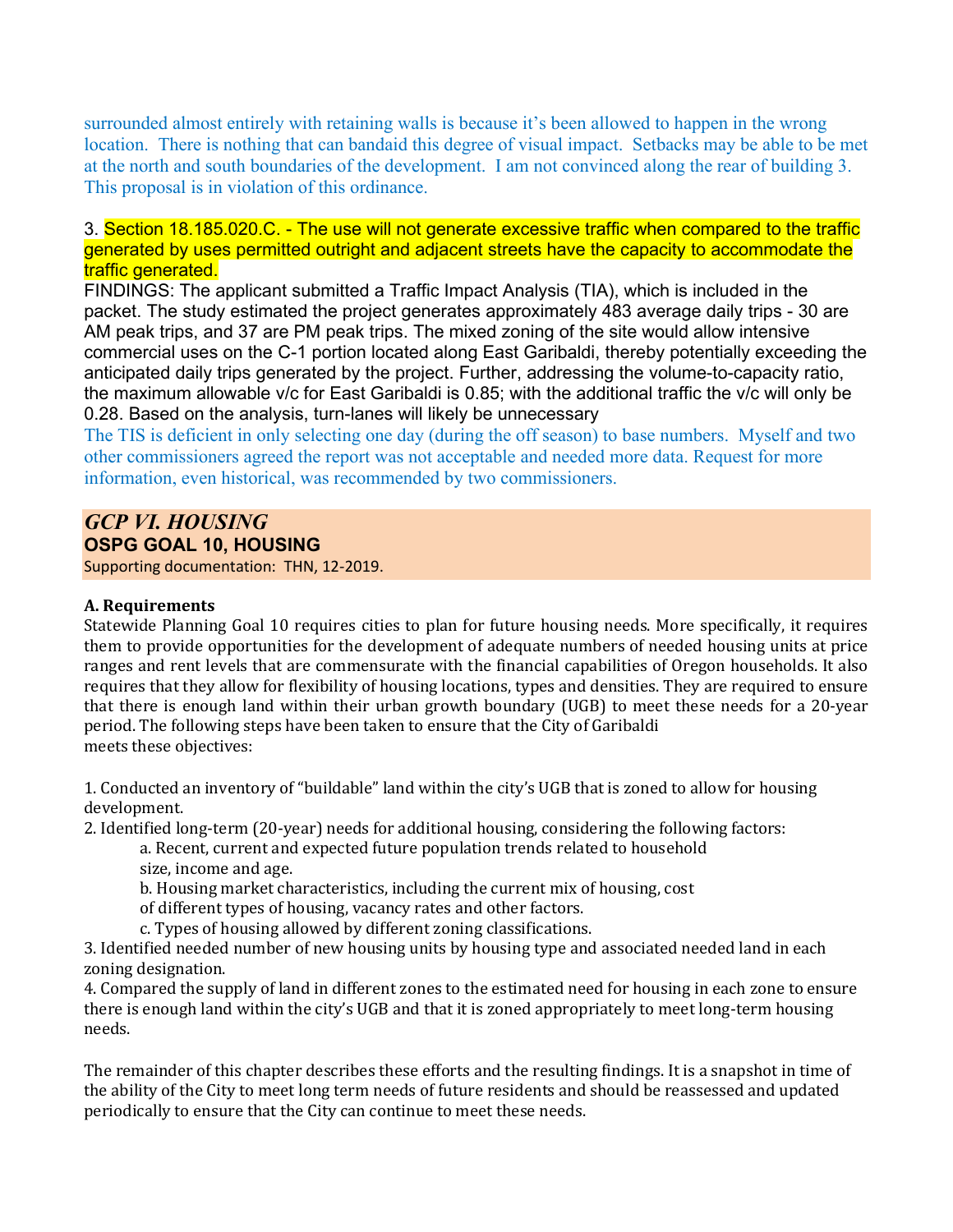surrounded almost entirely with retaining walls is because it's been allowed to happen in the wrong location. There is nothing that can bandaid this degree of visual impact. Setbacks may be able to be met at the north and south boundaries of the development. I am not convinced along the rear of building 3. This proposal is in violation of this ordinance.

3. Section 18.185.020.C. - The use will not generate excessive traffic when compared to the traffic generated by uses permitted outright and adjacent streets have the capacity to accommodate the traffic generated.

FINDINGS: The applicant submitted a Traffic Impact Analysis (TIA), which is included in the packet. The study estimated the project generates approximately 483 average daily trips - 30 are AM peak trips, and 37 are PM peak trips. The mixed zoning of the site would allow intensive commercial uses on the C-1 portion located along East Garibaldi, thereby potentially exceeding the anticipated daily trips generated by the project. Further, addressing the volume-to-capacity ratio, the maximum allowable v/c for East Garibaldi is 0.85; with the additional traffic the v/c will only be 0.28. Based on the analysis, turn-lanes will likely be unnecessary

The TIS is deficient in only selecting one day (during the off season) to base numbers. Myself and two other commissioners agreed the report was not acceptable and needed more data. Request for more information, even historical, was recommended by two commissioners.

## *GCP VI. HOUSING*

## OSPG GOAL 10, HOUSING

Supporting documentation: THN, 12-2019.

**A. Requirements**

Statewide Planning Goal 10 requires cities to plan for future housing needs. More specifically, it requires them to provide opportunities for the development of adequate numbers of needed housing units at price ranges and rent levels that are commensurate with the financial capabilities of Oregon households. It also requires that they allow for flexibility of housing locations, types and densities. They are required to ensure that there is enough land within their urban growth boundary (UGB) to meet these needs for a 20-year period. The following steps have been taken to ensure that the City of Garibaldi meets these objectives:

1. Conducted an inventory of "buildable" land within the city's UGB that is zoned to allow for housing development.
2. Identified long-term (20-year) needs for additional housing, considering the following factors:
   a. Recent, current and expected future population trends related to household size, income and age.
   b. Housing market characteristics, including the current mix of housing, cost of different types of housing, vacancy rates and other factors.
   c. Types of housing allowed by different zoning classifications.
3. Identified needed number of new housing units by housing type and associated needed land in each zoning designation.
4. Compared the supply of land in different zones to the estimated need for housing in each zone to ensure there is enough land within the city's UGB and that it is zoned appropriately to meet long-term housing needs.

The remainder of this chapter describes these efforts and the resulting findings. It is a snapshot in time of the ability of the City to meet long term needs of future residents and should be reassessed and updated periodically to ensure that the City can continue to meet these needs.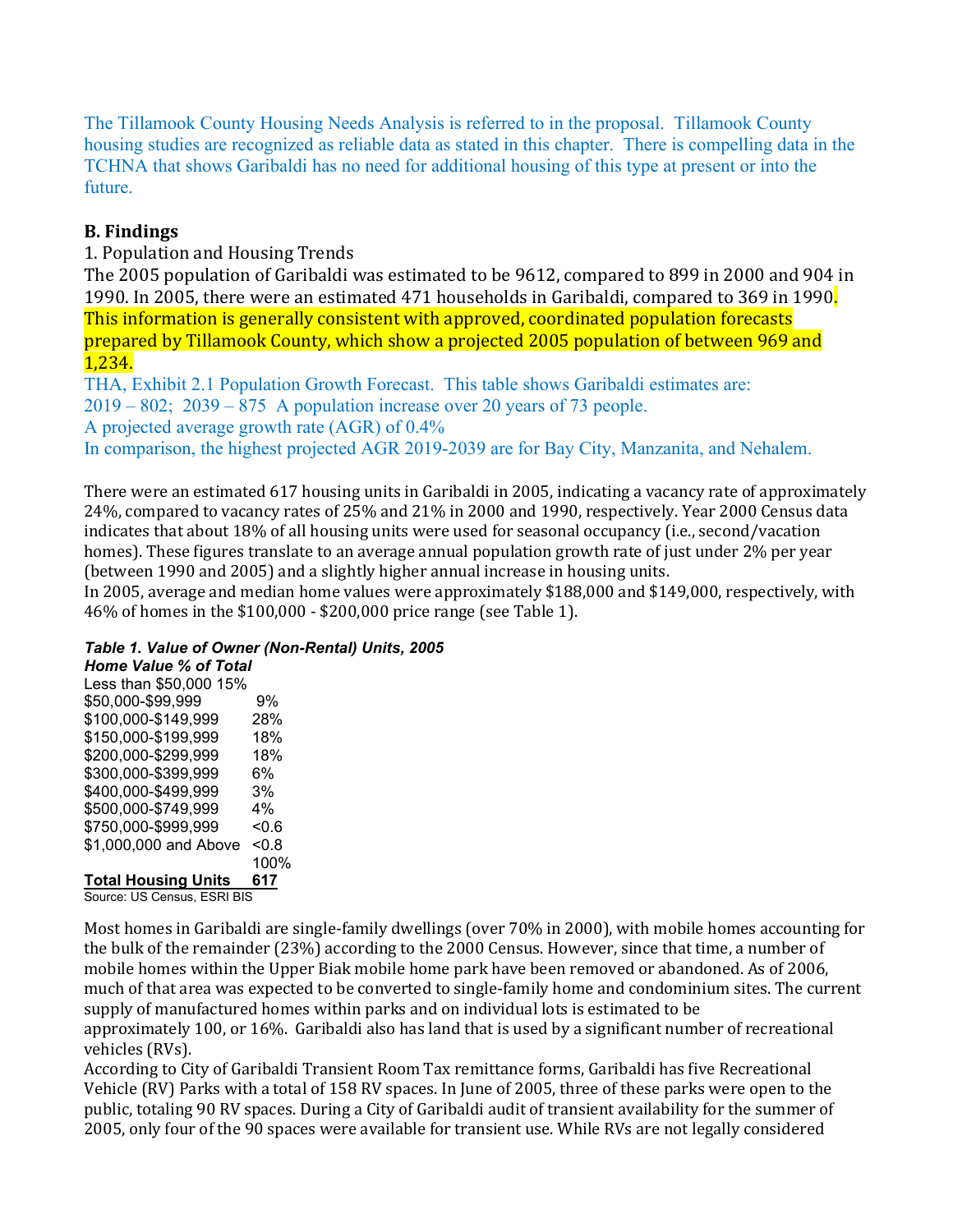The Tillamook County Housing Needs Analysis is referred to in the proposal. Tillamook County housing studies are recognized as reliable data as stated in this chapter. There is compelling data in the TCHNA that shows Garibaldi has no need for additional housing of this type at present or into the future.

## B. Findings

1. Population and Housing Trends

The 2005 population of Garibaldi was estimated to be 9612, compared to 899 in 2000 and 904 in 1990. In 2005, there were an estimated 471 households in Garibaldi, compared to 369 in 1990. This information is generally consistent with approved, coordinated population forecasts prepared by Tillamook County, which show a projected 2005 population of between 969 and 1,234.

THA, Exhibit 2.1 Population Growth Forecast. This table shows Garibaldi estimates are:
2019 – 802; 2039 – 875 A population increase over 20 years of 73 people.
A projected average growth rate (AGR) of 0.4%
In comparison, the highest projected AGR 2019-2039 are for Bay City, Manzanita, and Nehalem.

There were an estimated 617 housing units in Garibaldi in 2005, indicating a vacancy rate of approximately 24%, compared to vacancy rates of 25% and 21% in 2000 and 1990, respectively. Year 2000 Census data indicates that about 18% of all housing units were used for seasonal occupancy (i.e., second/vacation homes). These figures translate to an average annual population growth rate of just under 2% per year (between 1990 and 2005) and a slightly higher annual increase in housing units.

In 2005, average and median home values were approximately $188,000 and $149,000, respectively, with 46% of homes in the $100,000 - $200,000 price range (see Table 1).

***Table 1. Value of Owner (Non-Rental) Units, 2005***

| *Home Value* | *% of Total* |
|---|---|
| Less than $50,000 | 15% |
| $50,000-$99,999 | 9% |
| $100,000-$149,999 | 28% |
| $150,000-$199,999 | 18% |
| $200,000-$299,999 | 18% |
| $300,000-$399,999 | 6% |
| $400,000-$499,999 | 3% |
| $500,000-$749,999 | 4% |
| $750,000-$999,999 | <0.6 |
| $1,000,000 and Above | <0.8 |
| | 100% |
| **Total Housing Units** | **617** |

Source: US Census, ESRI BIS

Most homes in Garibaldi are single-family dwellings (over 70% in 2000), with mobile homes accounting for the bulk of the remainder (23%) according to the 2000 Census. However, since that time, a number of mobile homes within the Upper Biak mobile home park have been removed or abandoned. As of 2006, much of that area was expected to be converted to single-family home and condominium sites. The current supply of manufactured homes within parks and on individual lots is estimated to be approximately 100, or 16%. Garibaldi also has land that is used by a significant number of recreational vehicles (RVs).

According to City of Garibaldi Transient Room Tax remittance forms, Garibaldi has five Recreational Vehicle (RV) Parks with a total of 158 RV spaces. In June of 2005, three of these parks were open to the public, totaling 90 RV spaces. During a City of Garibaldi audit of transient availability for the summer of 2005, only four of the 90 spaces were available for transient use. While RVs are not legally considered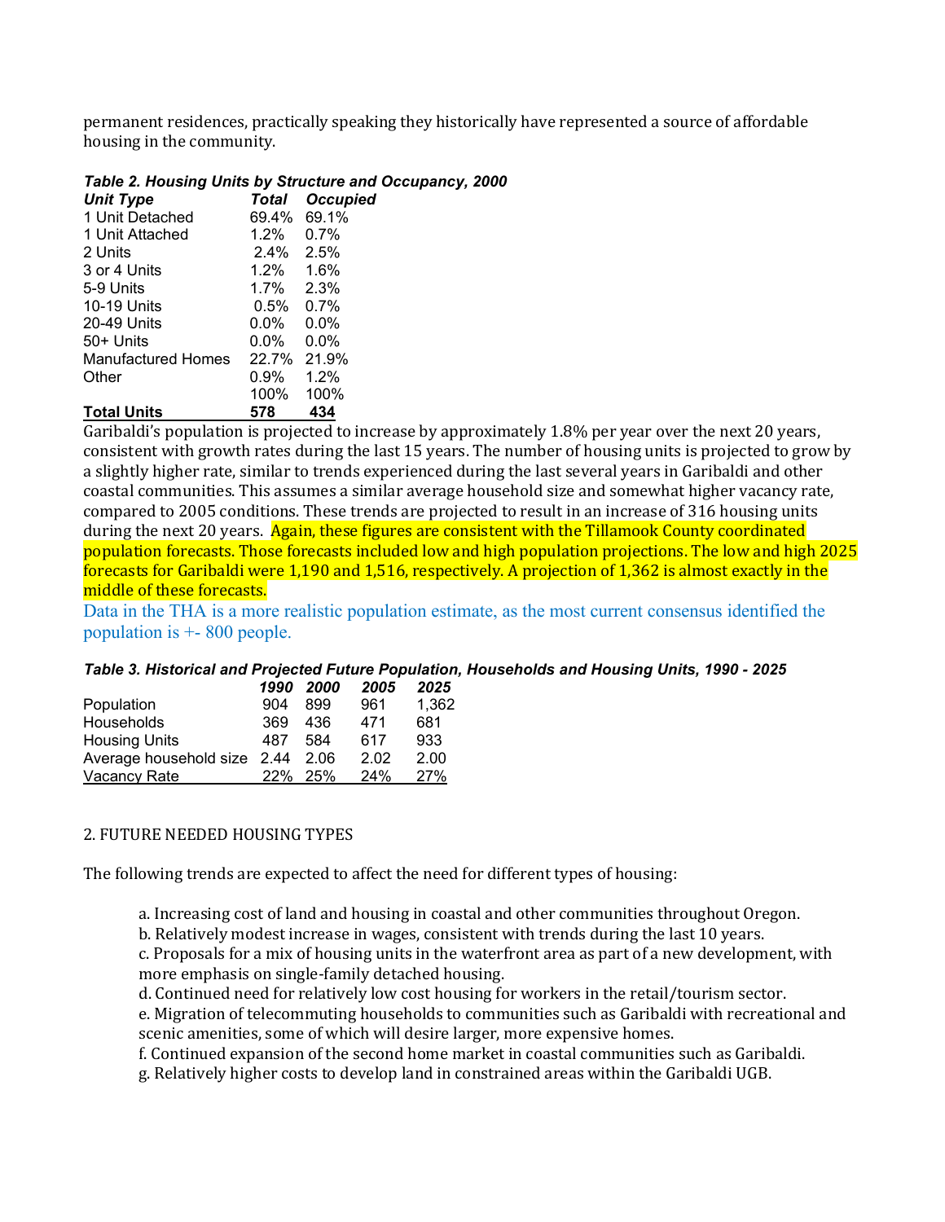permanent residences, practically speaking they historically have represented a source of affordable housing in the community.

***Table 2. Housing Units by Structure and Occupancy, 2000***

| *Unit Type* | *Total* | *Occupied* |
|---|---|---|
| 1 Unit Detached | 69.4% | 69.1% |
| 1 Unit Attached | 1.2% | 0.7% |
| 2 Units | 2.4% | 2.5% |
| 3 or 4 Units | 1.2% | 1.6% |
| 5-9 Units | 1.7% | 2.3% |
| 10-19 Units | 0.5% | 0.7% |
| 20-49 Units | 0.0% | 0.0% |
| 50+ Units | 0.0% | 0.0% |
| Manufactured Homes | 22.7% | 21.9% |
| Other | 0.9% | 1.2% |
| | 100% | 100% |
| **Total Units** | **578** | **434** |

Garibaldi's population is projected to increase by approximately 1.8% per year over the next 20 years, consistent with growth rates during the last 15 years. The number of housing units is projected to grow by a slightly higher rate, similar to trends experienced during the last several years in Garibaldi and other coastal communities. This assumes a similar average household size and somewhat higher vacancy rate, compared to 2005 conditions. These trends are projected to result in an increase of 316 housing units during the next 20 years. Again, these figures are consistent with the Tillamook County coordinated population forecasts. Those forecasts included low and high population projections. The low and high 2025 forecasts for Garibaldi were 1,190 and 1,516, respectively. A projection of 1,362 is almost exactly in the middle of these forecasts.

Data in the THA is a more realistic population estimate, as the most current consensus identified the population is +- 800 people.

***Table 3. Historical and Projected Future Population, Households and Housing Units, 1990 - 2025***

| | *1990* | *2000* | *2005* | *2025* |
|---|---|---|---|---|
| Population | 904 | 899 | 961 | 1,362 |
| Households | 369 | 436 | 471 | 681 |
| Housing Units | 487 | 584 | 617 | 933 |
| Average household size | 2.44 | 2.06 | 2.02 | 2.00 |
| Vacancy Rate | 22% | 25% | 24% | 27% |

2. FUTURE NEEDED HOUSING TYPES

The following trends are expected to affect the need for different types of housing:

a. Increasing cost of land and housing in coastal and other communities throughout Oregon.
b. Relatively modest increase in wages, consistent with trends during the last 10 years.
c. Proposals for a mix of housing units in the waterfront area as part of a new development, with more emphasis on single-family detached housing.
d. Continued need for relatively low cost housing for workers in the retail/tourism sector.
e. Migration of telecommuting households to communities such as Garibaldi with recreational and scenic amenities, some of which will desire larger, more expensive homes.
f. Continued expansion of the second home market in coastal communities such as Garibaldi.
g. Relatively higher costs to develop land in constrained areas within the Garibaldi UGB.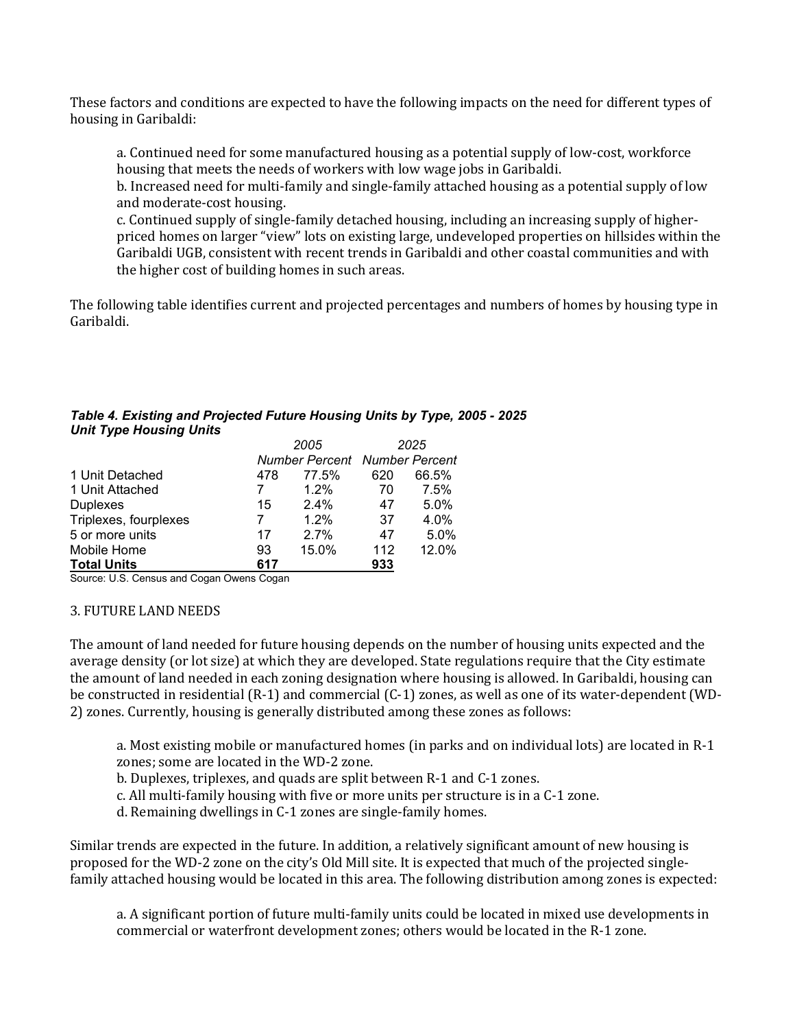These factors and conditions are expected to have the following impacts on the need for different types of housing in Garibaldi:

a. Continued need for some manufactured housing as a potential supply of low-cost, workforce housing that meets the needs of workers with low wage jobs in Garibaldi.
b. Increased need for multi-family and single-family attached housing as a potential supply of low and moderate-cost housing.
c. Continued supply of single-family detached housing, including an increasing supply of higher-priced homes on larger "view" lots on existing large, undeveloped properties on hillsides within the Garibaldi UGB, consistent with recent trends in Garibaldi and other coastal communities and with the higher cost of building homes in such areas.

The following table identifies current and projected percentages and numbers of homes by housing type in Garibaldi.

***Table 4. Existing and Projected Future Housing Units by Type, 2005 - 2025***
***Unit Type Housing Units***

| | *2005* | | *2025* | |
|---|---|---|---|---|
| | *Number* | *Percent* | *Number* | *Percent* |
| 1 Unit Detached | 478 | 77.5% | 620 | 66.5% |
| 1 Unit Attached | 7 | 1.2% | 70 | 7.5% |
| Duplexes | 15 | 2.4% | 47 | 5.0% |
| Triplexes, fourplexes | 7 | 1.2% | 37 | 4.0% |
| 5 or more units | 17 | 2.7% | 47 | 5.0% |
| Mobile Home | 93 | 15.0% | 112 | 12.0% |
| **Total Units** | **617** | | **933** | |

Source: U.S. Census and Cogan Owens Cogan

3. FUTURE LAND NEEDS

The amount of land needed for future housing depends on the number of housing units expected and the average density (or lot size) at which they are developed. State regulations require that the City estimate the amount of land needed in each zoning designation where housing is allowed. In Garibaldi, housing can be constructed in residential (R-1) and commercial (C-1) zones, as well as one of its water-dependent (WD-2) zones. Currently, housing is generally distributed among these zones as follows:

a. Most existing mobile or manufactured homes (in parks and on individual lots) are located in R-1 zones; some are located in the WD-2 zone.
b. Duplexes, triplexes, and quads are split between R-1 and C-1 zones.
c. All multi-family housing with five or more units per structure is in a C-1 zone.
d. Remaining dwellings in C-1 zones are single-family homes.

Similar trends are expected in the future. In addition, a relatively significant amount of new housing is proposed for the WD-2 zone on the city's Old Mill site. It is expected that much of the projected single-family attached housing would be located in this area. The following distribution among zones is expected:

a. A significant portion of future multi-family units could be located in mixed use developments in commercial or waterfront development zones; others would be located in the R-1 zone.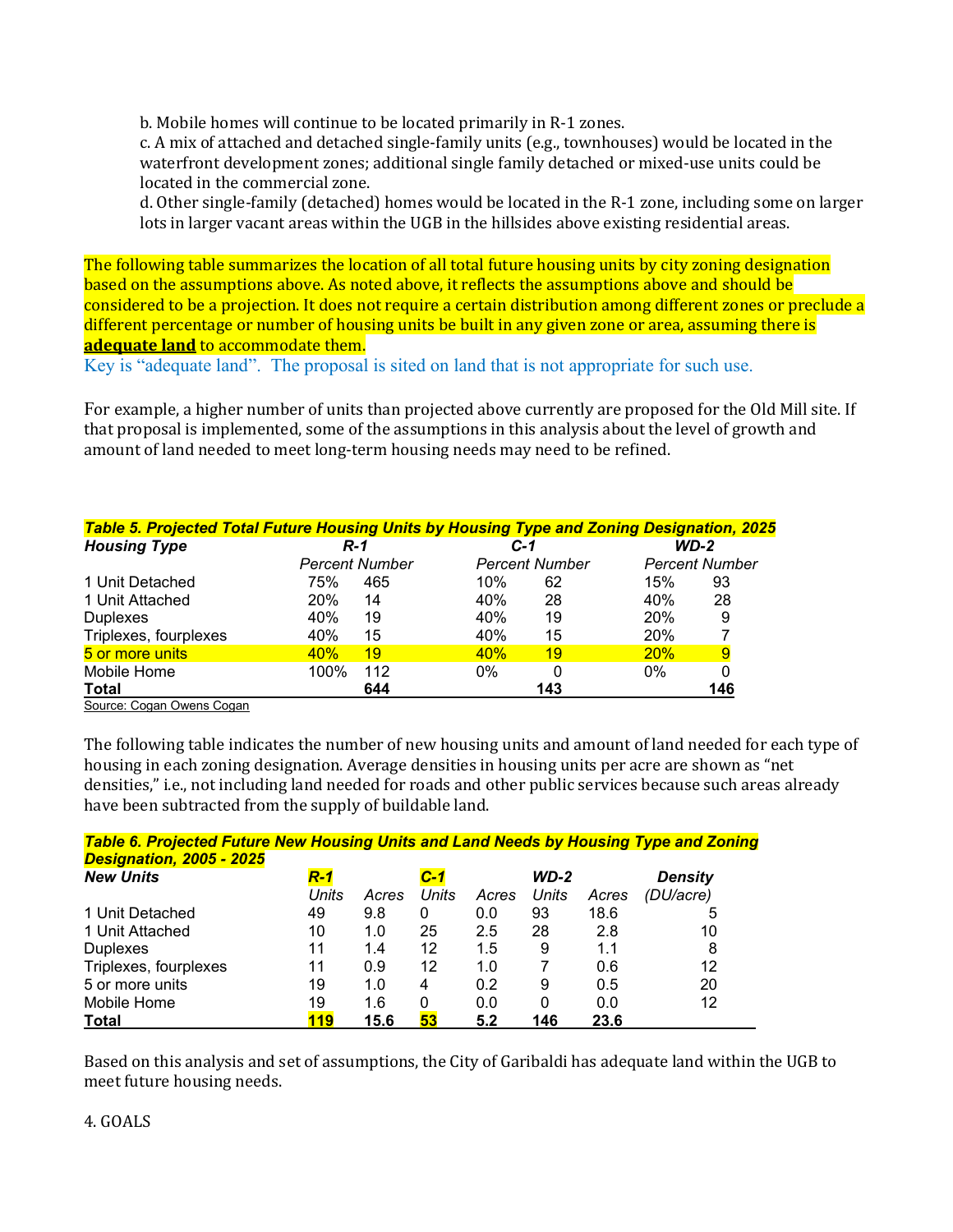b. Mobile homes will continue to be located primarily in R-1 zones.
c. A mix of attached and detached single-family units (e.g., townhouses) would be located in the waterfront development zones; additional single family detached or mixed-use units could be located in the commercial zone.
d. Other single-family (detached) homes would be located in the R-1 zone, including some on larger lots in larger vacant areas within the UGB in the hillsides above existing residential areas.

The following table summarizes the location of all total future housing units by city zoning designation based on the assumptions above. As noted above, it reflects the assumptions above and should be considered to be a projection. It does not require a certain distribution among different zones or preclude a different percentage or number of housing units be built in any given zone or area, assuming there is **adequate land** to accommodate them.

Key is "adequate land". The proposal is sited on land that is not appropriate for such use.

For example, a higher number of units than projected above currently are proposed for the Old Mill site. If that proposal is implemented, some of the assumptions in this analysis about the level of growth and amount of land needed to meet long-term housing needs may need to be refined.

***Table 5. Projected Total Future Housing Units by Housing Type and Zoning Designation, 2025***

| *Housing Type* | *R-1* | | *C-1* | | *WD-2* | |
|---|---|---|---|---|---|---|
| | *Percent* | *Number* | *Percent* | *Number* | *Percent* | *Number* |
| 1 Unit Detached | 75% | 465 | 10% | 62 | 15% | 93 |
| 1 Unit Attached | 20% | 14 | 40% | 28 | 40% | 28 |
| Duplexes | 40% | 19 | 40% | 19 | 20% | 9 |
| Triplexes, fourplexes | 40% | 15 | 40% | 15 | 20% | 7 |
| 5 or more units | 40% | 19 | 40% | 19 | 20% | 9 |
| Mobile Home | 100% | 112 | 0% | 0 | 0% | 0 |
| **Total** | | **644** | | **143** | | **146** |

Source: Cogan Owens Cogan

The following table indicates the number of new housing units and amount of land needed for each type of housing in each zoning designation. Average densities in housing units per acre are shown as "net densities," i.e., not including land needed for roads and other public services because such areas already have been subtracted from the supply of buildable land.

***Table 6. Projected Future New Housing Units and Land Needs by Housing Type and Zoning Designation, 2005 - 2025***

| *New Units* | *R-1* | | *C-1* | | *WD-2* | | *Density* |
|---|---|---|---|---|---|---|---|
| | *Units* | *Acres* | *Units* | *Acres* | *Units* | *Acres* | *(DU/acre)* |
| 1 Unit Detached | 49 | 9.8 | 0 | 0.0 | 93 | 18.6 | 5 |
| 1 Unit Attached | 10 | 1.0 | 25 | 2.5 | 28 | 2.8 | 10 |
| Duplexes | 11 | 1.4 | 12 | 1.5 | 9 | 1.1 | 8 |
| Triplexes, fourplexes | 11 | 0.9 | 12 | 1.0 | 7 | 0.6 | 12 |
| 5 or more units | 19 | 1.0 | 4 | 0.2 | 9 | 0.5 | 20 |
| Mobile Home | 19 | 1.6 | 0 | 0.0 | 0 | 0.0 | 12 |
| **Total** | **119** | **15.6** | **53** | **5.2** | **146** | **23.6** | |

Based on this analysis and set of assumptions, the City of Garibaldi has adequate land within the UGB to meet future housing needs.

4. GOALS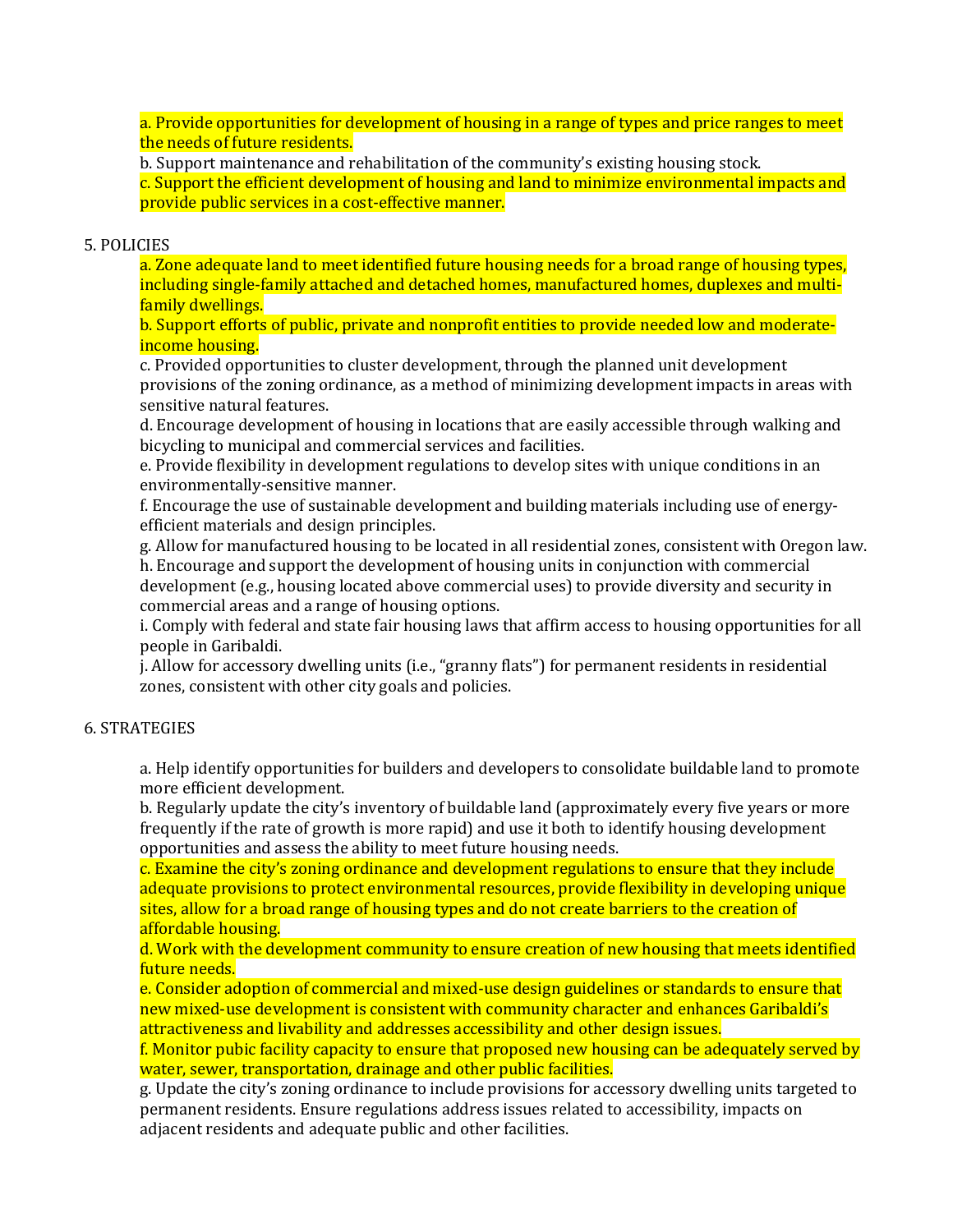a. Provide opportunities for development of housing in a range of types and price ranges to meet the needs of future residents.

b. Support maintenance and rehabilitation of the community's existing housing stock.

c. Support the efficient development of housing and land to minimize environmental impacts and provide public services in a cost-effective manner.

5. POLICIES

a. Zone adequate land to meet identified future housing needs for a broad range of housing types, including single-family attached and detached homes, manufactured homes, duplexes and multi-family dwellings.

b. Support efforts of public, private and nonprofit entities to provide needed low and moderate-income housing.

c. Provided opportunities to cluster development, through the planned unit development provisions of the zoning ordinance, as a method of minimizing development impacts in areas with sensitive natural features.

d. Encourage development of housing in locations that are easily accessible through walking and bicycling to municipal and commercial services and facilities.

e. Provide flexibility in development regulations to develop sites with unique conditions in an environmentally-sensitive manner.

f. Encourage the use of sustainable development and building materials including use of energy-efficient materials and design principles.

g. Allow for manufactured housing to be located in all residential zones, consistent with Oregon law.

h. Encourage and support the development of housing units in conjunction with commercial development (e.g., housing located above commercial uses) to provide diversity and security in commercial areas and a range of housing options.

i. Comply with federal and state fair housing laws that affirm access to housing opportunities for all people in Garibaldi.

j. Allow for accessory dwelling units (i.e., "granny flats") for permanent residents in residential zones, consistent with other city goals and policies.

6. STRATEGIES

a. Help identify opportunities for builders and developers to consolidate buildable land to promote more efficient development.

b. Regularly update the city's inventory of buildable land (approximately every five years or more frequently if the rate of growth is more rapid) and use it both to identify housing development opportunities and assess the ability to meet future housing needs.

c. Examine the city's zoning ordinance and development regulations to ensure that they include adequate provisions to protect environmental resources, provide flexibility in developing unique sites, allow for a broad range of housing types and do not create barriers to the creation of affordable housing.

d. Work with the development community to ensure creation of new housing that meets identified future needs.

e. Consider adoption of commercial and mixed-use design guidelines or standards to ensure that new mixed-use development is consistent with community character and enhances Garibaldi's attractiveness and livability and addresses accessibility and other design issues.

f. Monitor pubic facility capacity to ensure that proposed new housing can be adequately served by water, sewer, transportation, drainage and other public facilities.

g. Update the city's zoning ordinance to include provisions for accessory dwelling units targeted to permanent residents. Ensure regulations address issues related to accessibility, impacts on adjacent residents and adequate public and other facilities.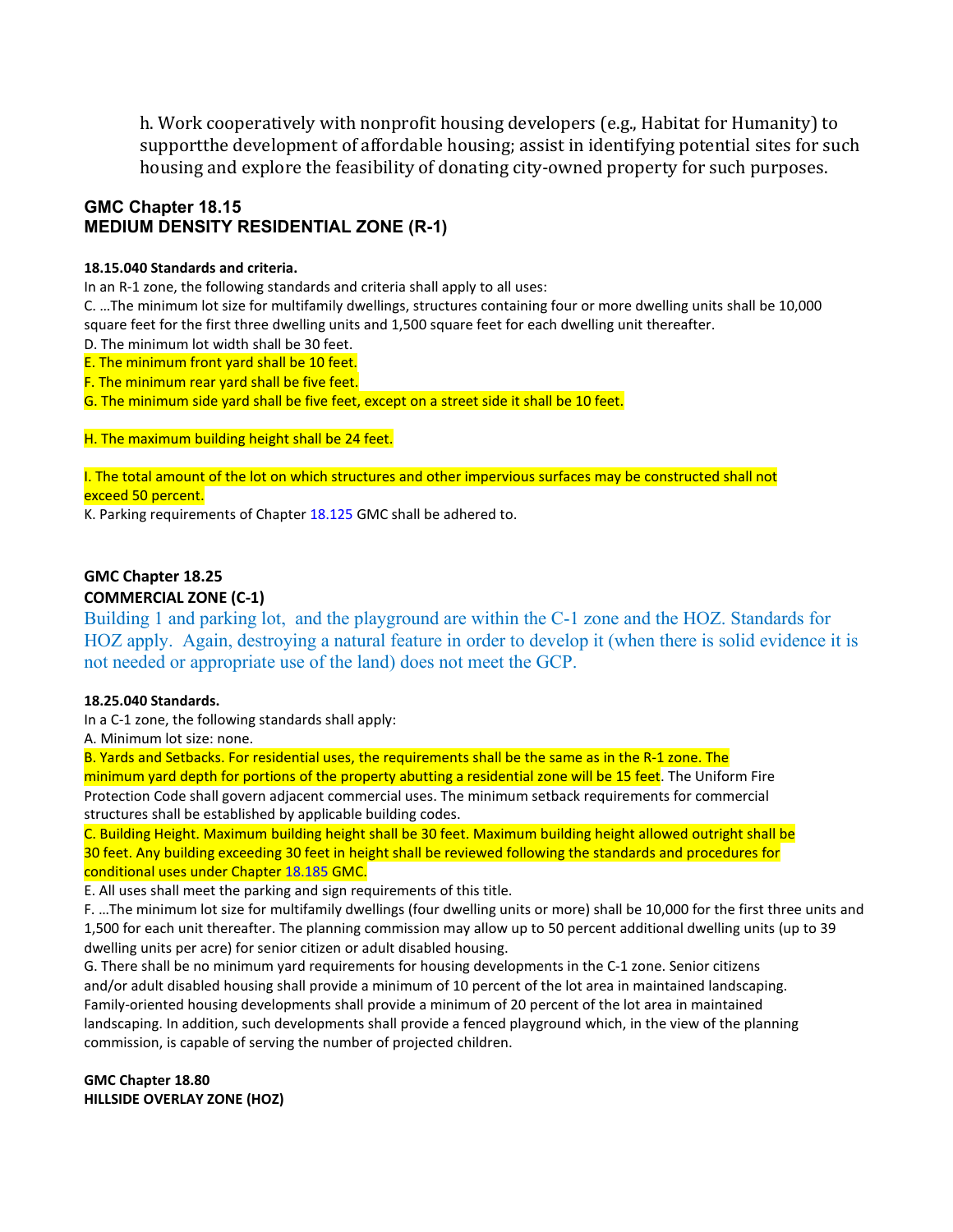h. Work cooperatively with nonprofit housing developers (e.g., Habitat for Humanity) to supportthe development of affordable housing; assist in identifying potential sites for such housing and explore the feasibility of donating city-owned property for such purposes.

## GMC Chapter 18.15
## MEDIUM DENSITY RESIDENTIAL ZONE (R-1)

**18.15.040 Standards and criteria.**

In an R-1 zone, the following standards and criteria shall apply to all uses:

C. …The minimum lot size for multifamily dwellings, structures containing four or more dwelling units shall be 10,000 square feet for the first three dwelling units and 1,500 square feet for each dwelling unit thereafter.

D. The minimum lot width shall be 30 feet.

E. The minimum front yard shall be 10 feet.

F. The minimum rear yard shall be five feet.

G. The minimum side yard shall be five feet, except on a street side it shall be 10 feet.

H. The maximum building height shall be 24 feet.

I. The total amount of the lot on which structures and other impervious surfaces may be constructed shall not exceed 50 percent.

K. Parking requirements of Chapter 18.125 GMC shall be adhered to.

## GMC Chapter 18.25
## COMMERCIAL ZONE (C-1)

Building 1 and parking lot, and the playground are within the C-1 zone and the HOZ. Standards for HOZ apply. Again, destroying a natural feature in order to develop it (when there is solid evidence it is not needed or appropriate use of the land) does not meet the GCP.

**18.25.040 Standards.**

In a C-1 zone, the following standards shall apply:

A. Minimum lot size: none.

B. Yards and Setbacks. For residential uses, the requirements shall be the same as in the R-1 zone. The minimum yard depth for portions of the property abutting a residential zone will be 15 feet. The Uniform Fire Protection Code shall govern adjacent commercial uses. The minimum setback requirements for commercial structures shall be established by applicable building codes.

C. Building Height. Maximum building height shall be 30 feet. Maximum building height allowed outright shall be 30 feet. Any building exceeding 30 feet in height shall be reviewed following the standards and procedures for conditional uses under Chapter 18.185 GMC.

E. All uses shall meet the parking and sign requirements of this title.

F. …The minimum lot size for multifamily dwellings (four dwelling units or more) shall be 10,000 for the first three units and 1,500 for each unit thereafter. The planning commission may allow up to 50 percent additional dwelling units (up to 39 dwelling units per acre) for senior citizen or adult disabled housing.

G. There shall be no minimum yard requirements for housing developments in the C-1 zone. Senior citizens and/or adult disabled housing shall provide a minimum of 10 percent of the lot area in maintained landscaping. Family-oriented housing developments shall provide a minimum of 20 percent of the lot area in maintained landscaping. In addition, such developments shall provide a fenced playground which, in the view of the planning commission, is capable of serving the number of projected children.

## GMC Chapter 18.80
## HILLSIDE OVERLAY ZONE (HOZ)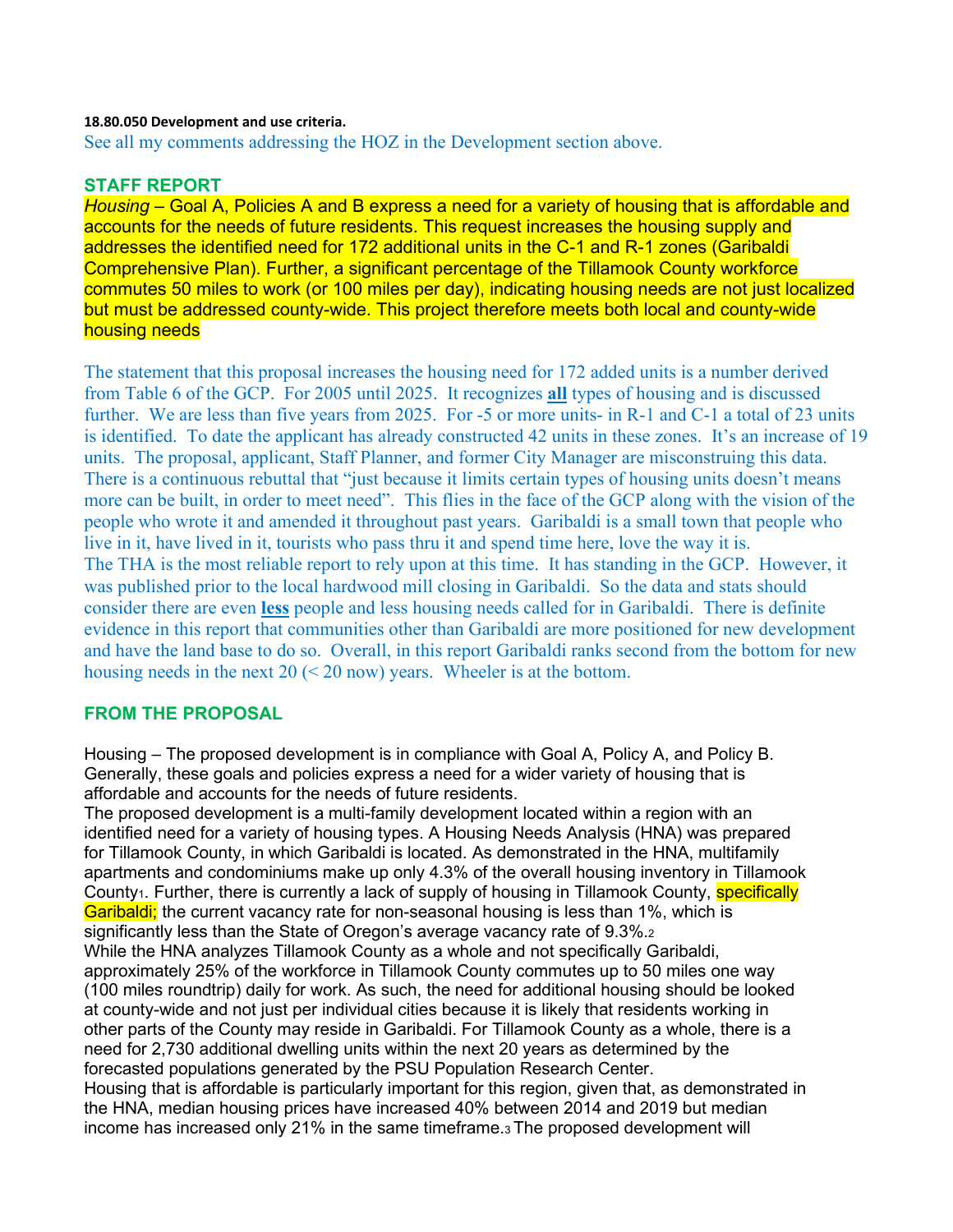**18.80.050 Development and use criteria.**

See all my comments addressing the HOZ in the Development section above.

## STAFF REPORT

*Housing* – Goal A, Policies A and B express a need for a variety of housing that is affordable and accounts for the needs of future residents. This request increases the housing supply and addresses the identified need for 172 additional units in the C-1 and R-1 zones (Garibaldi Comprehensive Plan). Further, a significant percentage of the Tillamook County workforce commutes 50 miles to work (or 100 miles per day), indicating housing needs are not just localized but must be addressed county-wide. This project therefore meets both local and county-wide housing needs

The statement that this proposal increases the housing need for 172 added units is a number derived from Table 6 of the GCP. For 2005 until 2025. It recognizes **all** types of housing and is discussed further. We are less than five years from 2025. For -5 or more units- in R-1 and C-1 a total of 23 units is identified. To date the applicant has already constructed 42 units in these zones. It's an increase of 19 units. The proposal, applicant, Staff Planner, and former City Manager are misconstruing this data. There is a continuous rebuttal that "just because it limits certain types of housing units doesn't means more can be built, in order to meet need". This flies in the face of the GCP along with the vision of the people who wrote it and amended it throughout past years. Garibaldi is a small town that people who live in it, have lived in it, tourists who pass thru it and spend time here, love the way it is.
The THA is the most reliable report to rely upon at this time. It has standing in the GCP. However, it was published prior to the local hardwood mill closing in Garibaldi. So the data and stats should consider there are even **less** people and less housing needs called for in Garibaldi. There is definite evidence in this report that communities other than Garibaldi are more positioned for new development and have the land base to do so. Overall, in this report Garibaldi ranks second from the bottom for new housing needs in the next 20 (< 20 now) years. Wheeler is at the bottom.

## FROM THE PROPOSAL

Housing – The proposed development is in compliance with Goal A, Policy A, and Policy B. Generally, these goals and policies express a need for a wider variety of housing that is affordable and accounts for the needs of future residents.
The proposed development is a multi-family development located within a region with an identified need for a variety of housing types. A Housing Needs Analysis (HNA) was prepared for Tillamook County, in which Garibaldi is located. As demonstrated in the HNA, multifamily apartments and condominiums make up only 4.3% of the overall housing inventory in Tillamook County[1]. Further, there is currently a lack of supply of housing in Tillamook County, specifically Garibaldi; the current vacancy rate for non-seasonal housing is less than 1%, which is significantly less than the State of Oregon's average vacancy rate of 9.3%.[2]
While the HNA analyzes Tillamook County as a whole and not specifically Garibaldi, approximately 25% of the workforce in Tillamook County commutes up to 50 miles one way (100 miles roundtrip) daily for work. As such, the need for additional housing should be looked at county-wide and not just per individual cities because it is likely that residents working in other parts of the County may reside in Garibaldi. For Tillamook County as a whole, there is a need for 2,730 additional dwelling units within the next 20 years as determined by the forecasted populations generated by the PSU Population Research Center.
Housing that is affordable is particularly important for this region, given that, as demonstrated in the HNA, median housing prices have increased 40% between 2014 and 2019 but median income has increased only 21% in the same timeframe.[3] The proposed development will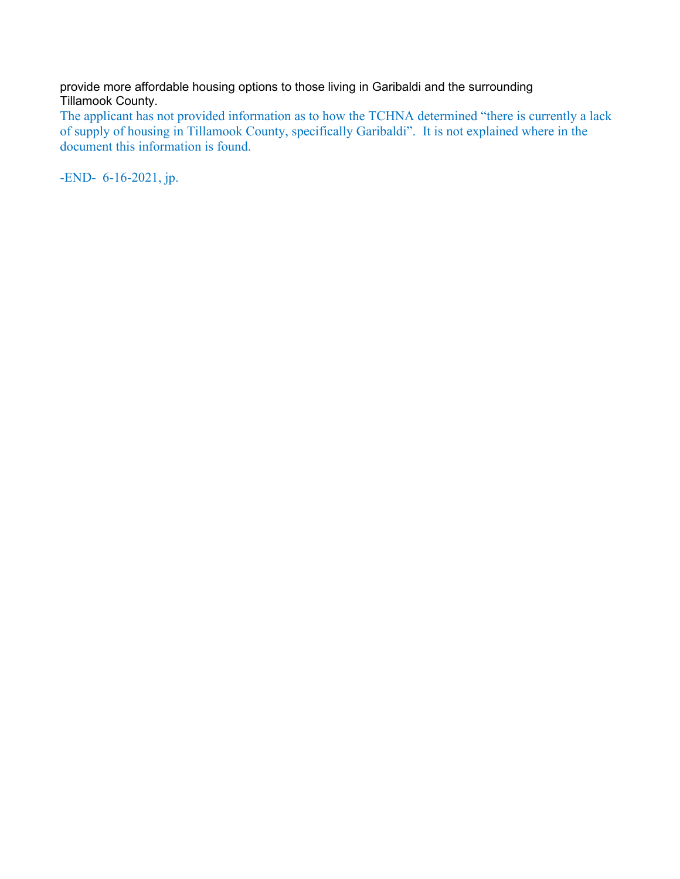provide more affordable housing options to those living in Garibaldi and the surrounding Tillamook County.

The applicant has not provided information as to how the TCHNA determined "there is currently a lack of supply of housing in Tillamook County, specifically Garibaldi". It is not explained where in the document this information is found.

-END- 6-16-2021, jp.